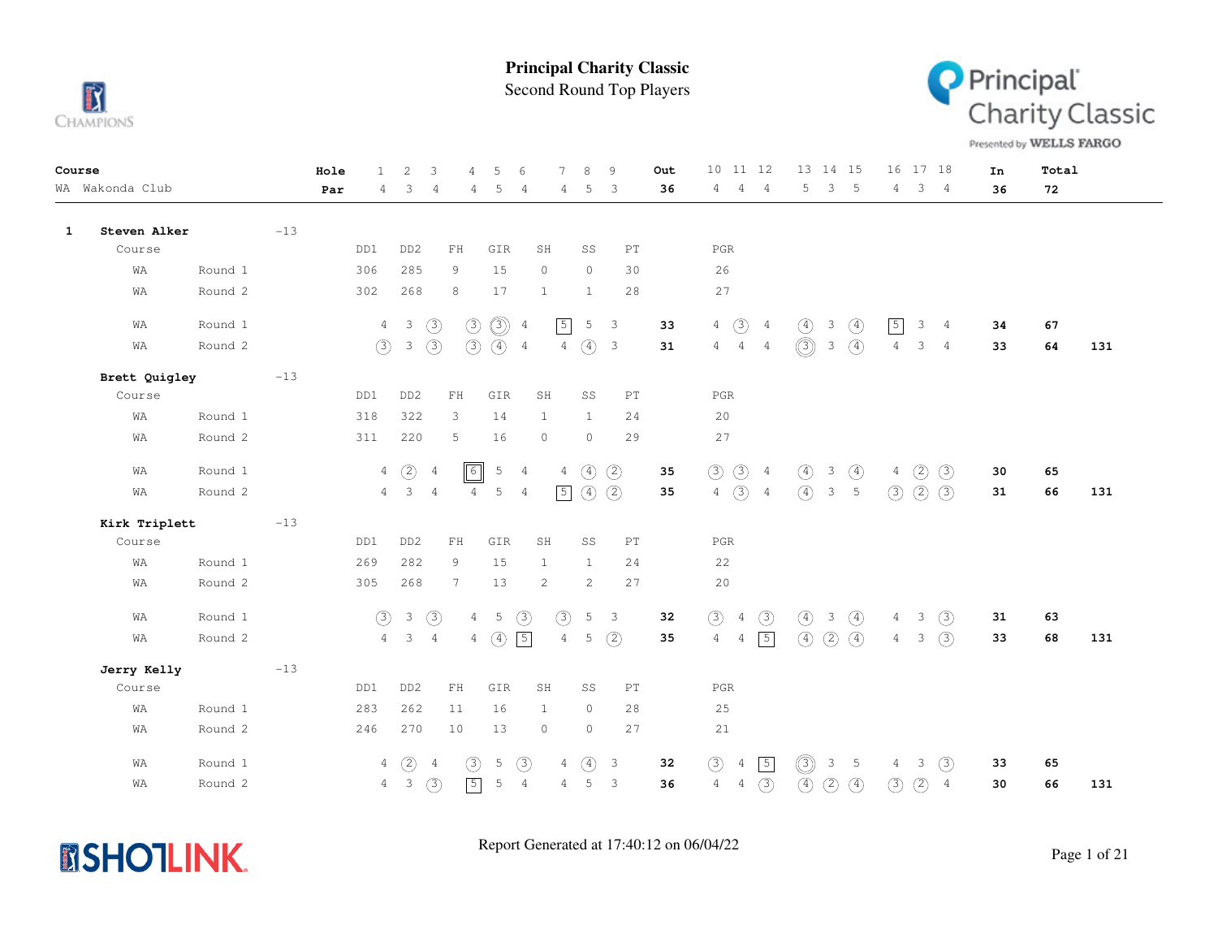# Principal Charity Classic

## Second Round Top Players

Principal Charity Classic Presented by WELLS FARGO

| Course | Hole | 1 | 2 | 3 | 4 | 5 | 6 | 7 | 8 | 9 | Out | 10 | 11 | 12 | 13 | 14 | 15 | 16 | 17 | 18 | In | Total |
|---|---|---|---|---|---|---|---|---|---|---|---|---|---|---|---|---|---|---|---|---|---|---|
| WA Wakonda Club | Par | 4 | 3 | 4 | 4 | 5 | 4 | 4 | 5 | 3 | 36 | 4 | 4 | 4 | 5 | 3 | 5 | 4 | 3 | 4 | 36 | 72 |

### 1 Steven Alker -13

| Course | | DD1 | DD2 | FH | GIR | SH | SS | PT | PGR |
|---|---|---|---|---|---|---|---|---|---|
| WA | Round 1 | 306 | 285 | 9 | 15 | 0 | 0 | 30 | 26 |
| WA | Round 2 | 302 | 268 | 8 | 17 | 1 | 1 | 28 | 27 |

| Course | Round | 1 | 2 | 3 | 4 | 5 | 6 | 7 | 8 | 9 | Out | 10 | 11 | 12 | 13 | 14 | 15 | 16 | 17 | 18 | In | Total | |
|---|---|---|---|---|---|---|---|---|---|---|---|---|---|---|---|---|---|---|---|---|---|---|---|
| WA | Round 1 | 4 | 3 | 3 | 3 | 3 | 4 | 5 | 5 | 3 | 33 | 4 | 3 | 4 | 4 | 3 | 4 | 5 | 3 | 4 | 34 | 67 | |
| WA | Round 2 | 3 | 3 | 3 | 3 | 4 | 4 | 4 | 4 | 3 | 31 | 4 | 4 | 4 | 3 | 3 | 4 | 4 | 3 | 4 | 33 | 64 | 131 |

### Brett Quigley -13

| Course | | DD1 | DD2 | FH | GIR | SH | SS | PT | PGR |
|---|---|---|---|---|---|---|---|---|---|
| WA | Round 1 | 318 | 322 | 3 | 14 | 1 | 1 | 24 | 20 |
| WA | Round 2 | 311 | 220 | 5 | 16 | 0 | 0 | 29 | 27 |

| Course | Round | 1 | 2 | 3 | 4 | 5 | 6 | 7 | 8 | 9 | Out | 10 | 11 | 12 | 13 | 14 | 15 | 16 | 17 | 18 | In | Total | |
|---|---|---|---|---|---|---|---|---|---|---|---|---|---|---|---|---|---|---|---|---|---|---|---|
| WA | Round 1 | 4 | 2 | 4 | 6 | 5 | 4 | 4 | 4 | 2 | 35 | 3 | 3 | 4 | 4 | 3 | 4 | 4 | 2 | 3 | 30 | 65 | |
| WA | Round 2 | 4 | 3 | 4 | 4 | 5 | 4 | 5 | 4 | 2 | 35 | 4 | 3 | 4 | 4 | 3 | 5 | 3 | 2 | 3 | 31 | 66 | 131 |

### Kirk Triplett -13

| Course | | DD1 | DD2 | FH | GIR | SH | SS | PT | PGR |
|---|---|---|---|---|---|---|---|---|---|
| WA | Round 1 | 269 | 282 | 9 | 15 | 1 | 1 | 24 | 22 |
| WA | Round 2 | 305 | 268 | 7 | 13 | 2 | 2 | 27 | 20 |

| Course | Round | 1 | 2 | 3 | 4 | 5 | 6 | 7 | 8 | 9 | Out | 10 | 11 | 12 | 13 | 14 | 15 | 16 | 17 | 18 | In | Total | |
|---|---|---|---|---|---|---|---|---|---|---|---|---|---|---|---|---|---|---|---|---|---|---|---|
| WA | Round 1 | 3 | 3 | 3 | 4 | 5 | 3 | 3 | 5 | 3 | 32 | 3 | 4 | 3 | 4 | 3 | 4 | 4 | 3 | 3 | 31 | 63 | |
| WA | Round 2 | 4 | 3 | 4 | 4 | 4 | 5 | 4 | 5 | 2 | 35 | 4 | 4 | 5 | 4 | 2 | 4 | 4 | 3 | 3 | 33 | 68 | 131 |

### Jerry Kelly -13

| Course | | DD1 | DD2 | FH | GIR | SH | SS | PT | PGR |
|---|---|---|---|---|---|---|---|---|---|
| WA | Round 1 | 283 | 262 | 11 | 16 | 1 | 0 | 28 | 25 |
| WA | Round 2 | 246 | 270 | 10 | 13 | 0 | 0 | 27 | 21 |

| Course | Round | 1 | 2 | 3 | 4 | 5 | 6 | 7 | 8 | 9 | Out | 10 | 11 | 12 | 13 | 14 | 15 | 16 | 17 | 18 | In | Total | |
|---|---|---|---|---|---|---|---|---|---|---|---|---|---|---|---|---|---|---|---|---|---|---|---|
| WA | Round 1 | 4 | 2 | 4 | 3 | 5 | 3 | 4 | 4 | 3 | 32 | 3 | 4 | 5 | 3 | 3 | 5 | 4 | 3 | 3 | 33 | 65 | |
| WA | Round 2 | 4 | 3 | 3 | 5 | 5 | 4 | 4 | 5 | 3 | 36 | 4 | 4 | 3 | 4 | 2 | 4 | 3 | 2 | 4 | 30 | 66 | 131 |

Report Generated at 17:40:12 on 06/04/22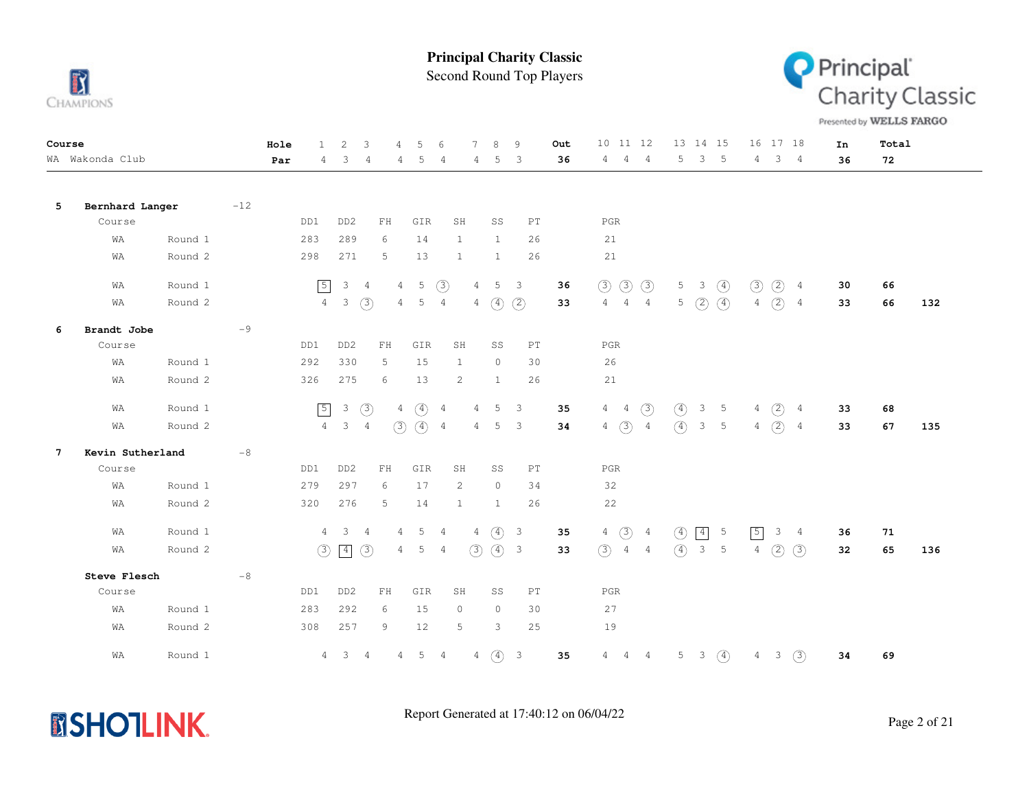# Principal Charity Classic

## Second Round Top Players

| Course | Hole | 1 | 2 | 3 | 4 | 5 | 6 | 7 | 8 | 9 | Out | 10 | 11 | 12 | 13 | 14 | 15 | 16 | 17 | 18 | In | Total |
|---|---|---|---|---|---|---|---|---|---|---|---|---|---|---|---|---|---|---|---|---|---|---|
| WA Wakonda Club | Par | 4 | 3 | 4 | 4 | 5 | 4 | 4 | 5 | 3 | 36 | 4 | 4 | 4 | 5 | 3 | 5 | 4 | 3 | 4 | 36 | 72 |

### 5 Bernhard Langer -12

| Course | Round | DD1 | DD2 | FH | GIR | SH | SS | PT | PGR |
|---|---|---|---|---|---|---|---|---|---|
| WA | Round 1 | 283 | 289 | 6 | 14 | 1 | 1 | 26 | 21 |
| WA | Round 2 | 298 | 271 | 5 | 13 | 1 | 1 | 26 | 21 |

| Course | Round | 1 | 2 | 3 | 4 | 5 | 6 | 7 | 8 | 9 | Out | 10 | 11 | 12 | 13 | 14 | 15 | 16 | 17 | 18 | In | Total | |
|---|---|---|---|---|---|---|---|---|---|---|---|---|---|---|---|---|---|---|---|---|---|---|---|
| WA | Round 1 | 5 | 3 | 4 | 4 | 5 | 3 | 4 | 5 | 3 | 36 | 3 | 3 | 3 | 5 | 3 | 4 | 3 | 2 | 4 | 30 | 66 | |
| WA | Round 2 | 4 | 3 | 3 | 4 | 5 | 4 | 4 | 4 | 2 | 33 | 4 | 4 | 4 | 5 | 2 | 4 | 4 | 2 | 4 | 33 | 66 | 132 |

### 6 Brandt Jobe -9

| Course | Round | DD1 | DD2 | FH | GIR | SH | SS | PT | PGR |
|---|---|---|---|---|---|---|---|---|---|
| WA | Round 1 | 292 | 330 | 5 | 15 | 1 | 0 | 30 | 26 |
| WA | Round 2 | 326 | 275 | 6 | 13 | 2 | 1 | 26 | 21 |

| Course | Round | 1 | 2 | 3 | 4 | 5 | 6 | 7 | 8 | 9 | Out | 10 | 11 | 12 | 13 | 14 | 15 | 16 | 17 | 18 | In | Total | |
|---|---|---|---|---|---|---|---|---|---|---|---|---|---|---|---|---|---|---|---|---|---|---|---|
| WA | Round 1 | 5 | 3 | 3 | 4 | 4 | 4 | 4 | 5 | 3 | 35 | 4 | 4 | 3 | 4 | 3 | 5 | 4 | 2 | 4 | 33 | 68 | |
| WA | Round 2 | 4 | 3 | 4 | 3 | 4 | 4 | 4 | 5 | 3 | 34 | 4 | 3 | 4 | 4 | 3 | 5 | 4 | 2 | 4 | 33 | 67 | 135 |

### 7 Kevin Sutherland -8

| Course | Round | DD1 | DD2 | FH | GIR | SH | SS | PT | PGR |
|---|---|---|---|---|---|---|---|---|---|
| WA | Round 1 | 279 | 297 | 6 | 17 | 2 | 0 | 34 | 32 |
| WA | Round 2 | 320 | 276 | 5 | 14 | 1 | 1 | 26 | 22 |

| Course | Round | 1 | 2 | 3 | 4 | 5 | 6 | 7 | 8 | 9 | Out | 10 | 11 | 12 | 13 | 14 | 15 | 16 | 17 | 18 | In | Total | |
|---|---|---|---|---|---|---|---|---|---|---|---|---|---|---|---|---|---|---|---|---|---|---|---|
| WA | Round 1 | 4 | 3 | 4 | 4 | 5 | 4 | 4 | 4 | 3 | 35 | 4 | 3 | 4 | 4 | 4 | 5 | 5 | 3 | 4 | 36 | 71 | |
| WA | Round 2 | 3 | 4 | 3 | 4 | 5 | 4 | 3 | 4 | 3 | 33 | 3 | 4 | 4 | 4 | 3 | 5 | 4 | 2 | 3 | 32 | 65 | 136 |

### Steve Flesch -8

| Course | Round | DD1 | DD2 | FH | GIR | SH | SS | PT | PGR |
|---|---|---|---|---|---|---|---|---|---|
| WA | Round 1 | 283 | 292 | 6 | 15 | 0 | 0 | 30 | 27 |
| WA | Round 2 | 308 | 257 | 9 | 12 | 5 | 3 | 25 | 19 |

| Course | Round | 1 | 2 | 3 | 4 | 5 | 6 | 7 | 8 | 9 | Out | 10 | 11 | 12 | 13 | 14 | 15 | 16 | 17 | 18 | In | Total |
|---|---|---|---|---|---|---|---|---|---|---|---|---|---|---|---|---|---|---|---|---|---|---|
| WA | Round 1 | 4 | 3 | 4 | 4 | 5 | 4 | 4 | 4 | 3 | 35 | 4 | 4 | 4 | 5 | 3 | 4 | 4 | 3 | 3 | 34 | 69 |

Report Generated at 17:40:12 on 06/04/22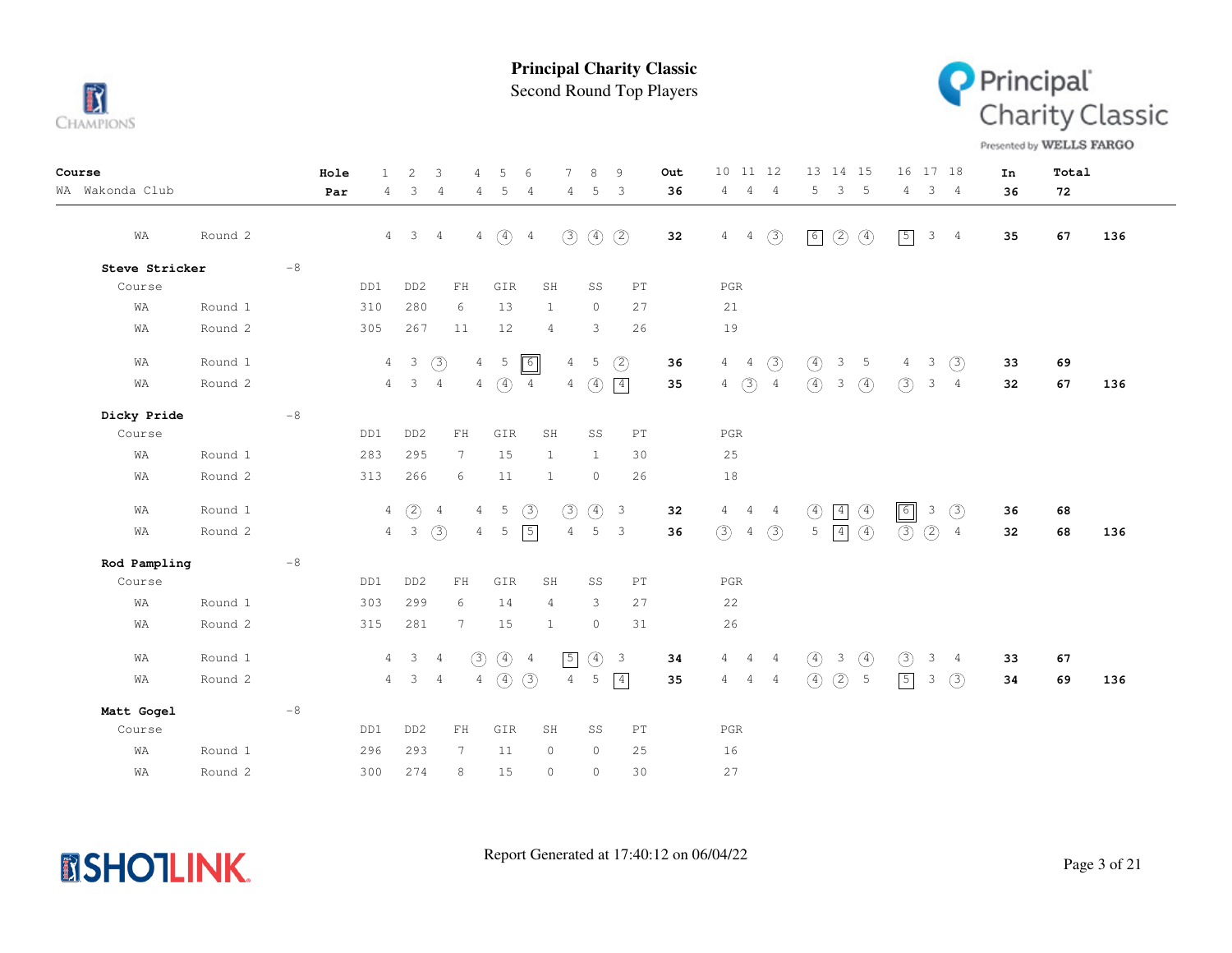# Principal Charity Classic

## Second Round Top Players

| Course | | Hole | 1 | 2 | 3 | 4 | 5 | 6 | 7 | 8 | 9 | Out | 10 | 11 | 12 | 13 | 14 | 15 | 16 | 17 | 18 | In | Total | |
|---|---|---|---|---|---|---|---|---|---|---|---|---|---|---|---|---|---|---|---|---|---|---|---|---|
| WA Wakonda Club | | Par | 4 | 3 | 4 | 4 | 5 | 4 | 4 | 5 | 3 | 36 | 4 | 4 | 4 | 5 | 3 | 5 | 4 | 3 | 4 | 36 | 72 | |
| WA | Round 2 | | 4 | 3 | 4 | 4 | 4 | 4 | 3 | 4 | 2 | 32 | 4 | 4 | 3 | 6 | 2 | 4 | 5 | 3 | 4 | 35 | 67 | 136 |

### Steve Stricker -8

| Course | | DD1 | DD2 | FH | GIR | SH | SS | PT | PGR |
|---|---|---|---|---|---|---|---|---|---|
| WA | Round 1 | 310 | 280 | 6 | 13 | 1 | 0 | 27 | 21 |
| WA | Round 2 | 305 | 267 | 11 | 12 | 4 | 3 | 26 | 19 |

| Course | | 1 | 2 | 3 | 4 | 5 | 6 | 7 | 8 | 9 | Out | 10 | 11 | 12 | 13 | 14 | 15 | 16 | 17 | 18 | In | Total | |
|---|---|---|---|---|---|---|---|---|---|---|---|---|---|---|---|---|---|---|---|---|---|---|---|
| WA | Round 1 | 4 | 3 | 3 | 4 | 5 | 6 | 4 | 5 | 2 | 36 | 4 | 4 | 3 | 4 | 3 | 5 | 4 | 3 | 3 | 33 | 69 | |
| WA | Round 2 | 4 | 3 | 4 | 4 | 4 | 4 | 4 | 4 | 4 | 35 | 4 | 3 | 4 | 4 | 3 | 4 | 3 | 3 | 4 | 32 | 67 | 136 |

### Dicky Pride -8

| Course | | DD1 | DD2 | FH | GIR | SH | SS | PT | PGR |
|---|---|---|---|---|---|---|---|---|---|
| WA | Round 1 | 283 | 295 | 7 | 15 | 1 | 1 | 30 | 25 |
| WA | Round 2 | 313 | 266 | 6 | 11 | 1 | 0 | 26 | 18 |

| Course | | 1 | 2 | 3 | 4 | 5 | 6 | 7 | 8 | 9 | Out | 10 | 11 | 12 | 13 | 14 | 15 | 16 | 17 | 18 | In | Total | |
|---|---|---|---|---|---|---|---|---|---|---|---|---|---|---|---|---|---|---|---|---|---|---|---|
| WA | Round 1 | 4 | 2 | 4 | 4 | 5 | 3 | 3 | 4 | 3 | 32 | 4 | 4 | 4 | 4 | 4 | 4 | 6 | 3 | 3 | 36 | 68 | |
| WA | Round 2 | 4 | 3 | 3 | 4 | 5 | 5 | 4 | 5 | 3 | 36 | 3 | 4 | 3 | 5 | 4 | 4 | 3 | 2 | 4 | 32 | 68 | 136 |

### Rod Pampling -8

| Course | | DD1 | DD2 | FH | GIR | SH | SS | PT | PGR |
|---|---|---|---|---|---|---|---|---|---|
| WA | Round 1 | 303 | 299 | 6 | 14 | 4 | 3 | 27 | 22 |
| WA | Round 2 | 315 | 281 | 7 | 15 | 1 | 0 | 31 | 26 |

| Course | | 1 | 2 | 3 | 4 | 5 | 6 | 7 | 8 | 9 | Out | 10 | 11 | 12 | 13 | 14 | 15 | 16 | 17 | 18 | In | Total | |
|---|---|---|---|---|---|---|---|---|---|---|---|---|---|---|---|---|---|---|---|---|---|---|---|
| WA | Round 1 | 4 | 3 | 4 | 3 | 4 | 4 | 5 | 4 | 3 | 34 | 4 | 4 | 4 | 4 | 3 | 4 | 3 | 3 | 4 | 33 | 67 | |
| WA | Round 2 | 4 | 3 | 4 | 4 | 4 | 3 | 4 | 5 | 4 | 35 | 4 | 4 | 4 | 4 | 2 | 5 | 5 | 3 | 3 | 34 | 69 | 136 |

### Matt Gogel -8

| Course | | DD1 | DD2 | FH | GIR | SH | SS | PT | PGR |
|---|---|---|---|---|---|---|---|---|---|
| WA | Round 1 | 296 | 293 | 7 | 11 | 0 | 0 | 25 | 16 |
| WA | Round 2 | 300 | 274 | 8 | 15 | 0 | 0 | 30 | 27 |

Report Generated at 17:40:12 on 06/04/22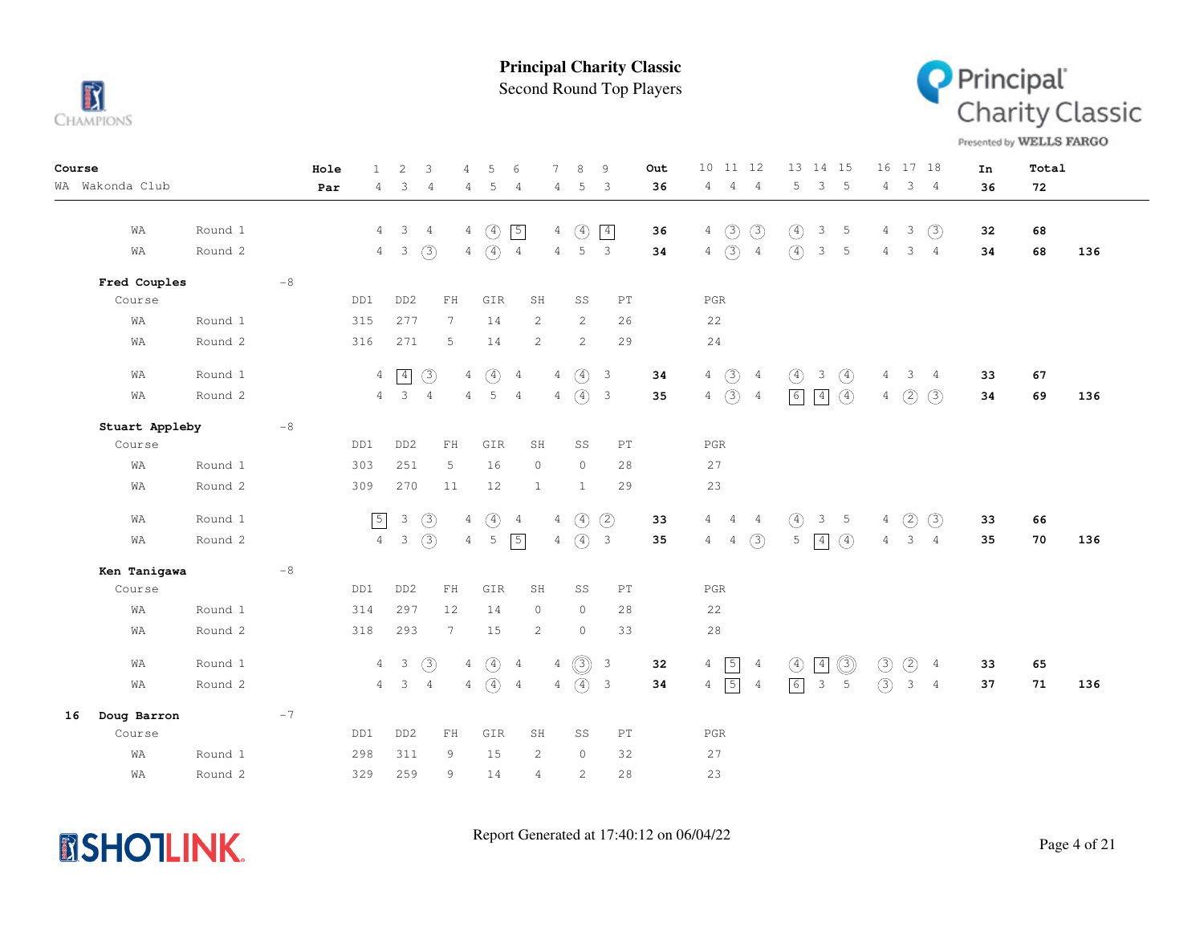# Principal Charity Classic

## Second Round Top Players

| Course | | Hole | 1 | 2 | 3 | 4 | 5 | 6 | 7 | 8 | 9 | Out | 10 | 11 | 12 | 13 | 14 | 15 | 16 | 17 | 18 | In | Total | |
|---|---|---|---|---|---|---|---|---|---|---|---|---|---|---|---|---|---|---|---|---|---|---|---|---|
| WA Wakonda Club | | Par | 4 | 3 | 4 | 4 | 5 | 4 | 4 | 5 | 3 | 36 | 4 | 4 | 4 | 5 | 3 | 5 | 4 | 3 | 4 | 36 | 72 | |
| WA | Round 1 | | 4 | 3 | 4 | 4 | (4) | [5] | 4 | (4) | [4] | 36 | 4 | (3) | (3) | (4) | 3 | 5 | 4 | 3 | (3) | 32 | 68 | |
| WA | Round 2 | | 4 | 3 | (3) | 4 | (4) | 4 | 4 | 5 | 3 | 34 | 4 | (3) | 4 | (4) | 3 | 5 | 4 | 3 | 4 | 34 | 68 | 136 |

**Fred Couples** -8

| Course | | DD1 | DD2 | FH | GIR | SH | SS | PT | PGR |
|---|---|---|---|---|---|---|---|---|---|
| WA | Round 1 | 315 | 277 | 7 | 14 | 2 | 2 | 26 | 22 |
| WA | Round 2 | 316 | 271 | 5 | 14 | 2 | 2 | 29 | 24 |

| Course | | 1 | 2 | 3 | 4 | 5 | 6 | 7 | 8 | 9 | Out | 10 | 11 | 12 | 13 | 14 | 15 | 16 | 17 | 18 | In | Total | |
|---|---|---|---|---|---|---|---|---|---|---|---|---|---|---|---|---|---|---|---|---|---|---|---|
| WA | Round 1 | 4 | [4] | (3) | 4 | (4) | 4 | 4 | (4) | 3 | 34 | 4 | (3) | 4 | (4) | 3 | (4) | 4 | 3 | 4 | 33 | 67 | |
| WA | Round 2 | 4 | 3 | 4 | 4 | 5 | 4 | 4 | (4) | 3 | 35 | 4 | (3) | 4 | [6] | [4] | (4) | 4 | (2) | (3) | 34 | 69 | 136 |

**Stuart Appleby** -8

| Course | | DD1 | DD2 | FH | GIR | SH | SS | PT | PGR |
|---|---|---|---|---|---|---|---|---|---|
| WA | Round 1 | 303 | 251 | 5 | 16 | 0 | 0 | 28 | 27 |
| WA | Round 2 | 309 | 270 | 11 | 12 | 1 | 1 | 29 | 23 |

| Course | | 1 | 2 | 3 | 4 | 5 | 6 | 7 | 8 | 9 | Out | 10 | 11 | 12 | 13 | 14 | 15 | 16 | 17 | 18 | In | Total | |
|---|---|---|---|---|---|---|---|---|---|---|---|---|---|---|---|---|---|---|---|---|---|---|---|
| WA | Round 1 | [5] | 3 | (3) | 4 | (4) | 4 | 4 | (4) | (2) | 33 | 4 | 4 | 4 | (4) | 3 | 5 | 4 | (2) | (3) | 33 | 66 | |
| WA | Round 2 | 4 | 3 | (3) | 4 | 5 | [5] | 4 | (4) | 3 | 35 | 4 | 4 | (3) | 5 | [4] | (4) | 4 | 3 | 4 | 35 | 70 | 136 |

**Ken Tanigawa** -8

| Course | | DD1 | DD2 | FH | GIR | SH | SS | PT | PGR |
|---|---|---|---|---|---|---|---|---|---|
| WA | Round 1 | 314 | 297 | 12 | 14 | 0 | 0 | 28 | 22 |
| WA | Round 2 | 318 | 293 | 7 | 15 | 2 | 0 | 33 | 28 |

| Course | | 1 | 2 | 3 | 4 | 5 | 6 | 7 | 8 | 9 | Out | 10 | 11 | 12 | 13 | 14 | 15 | 16 | 17 | 18 | In | Total | |
|---|---|---|---|---|---|---|---|---|---|---|---|---|---|---|---|---|---|---|---|---|---|---|---|
| WA | Round 1 | 4 | 3 | (3) | 4 | (4) | 4 | 4 | ((3)) | 3 | 32 | 4 | [5] | 4 | (4) | [4] | ((3)) | (3) | (2) | 4 | 33 | 65 | |
| WA | Round 2 | 4 | 3 | 4 | 4 | (4) | 4 | 4 | (4) | 3 | 34 | 4 | [5] | 4 | [6] | 3 | 5 | (3) | 3 | 4 | 37 | 71 | 136 |

**16 Doug Barron** -7

| Course | | DD1 | DD2 | FH | GIR | SH | SS | PT | PGR |
|---|---|---|---|---|---|---|---|---|---|
| WA | Round 1 | 298 | 311 | 9 | 15 | 2 | 0 | 32 | 27 |
| WA | Round 2 | 329 | 259 | 9 | 14 | 4 | 2 | 28 | 23 |

Report Generated at 17:40:12 on 06/04/22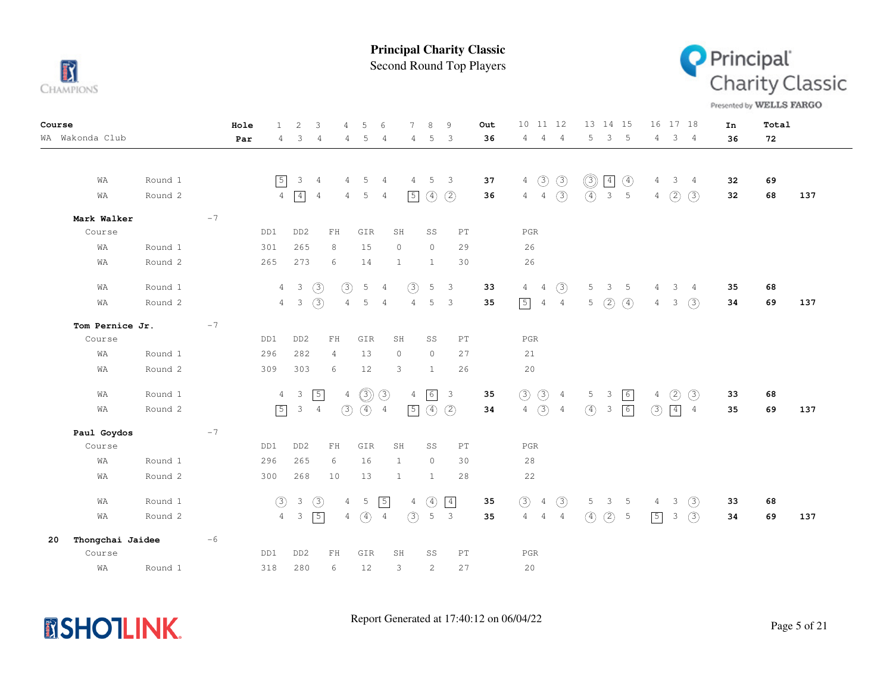# Principal Charity Classic

Second Round Top Players

| Course | | Hole | 1 | 2 | 3 | 4 | 5 | 6 | 7 | 8 | 9 | Out | 10 | 11 | 12 | 13 | 14 | 15 | 16 | 17 | 18 | In | Total | |
|---|---|---|---|---|---|---|---|---|---|---|---|---|---|---|---|---|---|---|---|---|---|---|---|---|
| WA Wakonda Club | | Par | 4 | 3 | 4 | 4 | 5 | 4 | 4 | 5 | 3 | 36 | 4 | 4 | 4 | 5 | 3 | 5 | 4 | 3 | 4 | 36 | 72 | |
| WA | Round 1 | | 5 | 3 | 4 | 4 | 5 | 4 | 4 | 5 | 3 | 37 | 4 | 3 | 3 | 3 | 4 | 4 | 4 | 3 | 4 | 32 | 69 | |
| WA | Round 2 | | 4 | 4 | 4 | 4 | 5 | 4 | 5 | 4 | 2 | 36 | 4 | 4 | 3 | 4 | 3 | 5 | 4 | 2 | 3 | 32 | 68 | 137 |

**Mark Walker** -7

| Course | | DD1 | DD2 | FH | GIR | SH | SS | PT | PGR |
|---|---|---|---|---|---|---|---|---|---|
| WA | Round 1 | 301 | 265 | 8 | 15 | 0 | 0 | 29 | 26 |
| WA | Round 2 | 265 | 273 | 6 | 14 | 1 | 1 | 30 | 26 |

| Course | | 1 | 2 | 3 | 4 | 5 | 6 | 7 | 8 | 9 | Out | 10 | 11 | 12 | 13 | 14 | 15 | 16 | 17 | 18 | In | Total | |
|---|---|---|---|---|---|---|---|---|---|---|---|---|---|---|---|---|---|---|---|---|---|---|---|
| WA | Round 1 | 4 | 3 | 3 | 3 | 5 | 4 | 3 | 5 | 3 | 33 | 4 | 4 | 3 | 5 | 3 | 5 | 4 | 3 | 4 | 35 | 68 | |
| WA | Round 2 | 4 | 3 | 3 | 4 | 5 | 4 | 4 | 5 | 3 | 35 | 5 | 4 | 4 | 5 | 2 | 4 | 4 | 3 | 3 | 34 | 69 | 137 |

**Tom Pernice Jr.** -7

| Course | | DD1 | DD2 | FH | GIR | SH | SS | PT | PGR |
|---|---|---|---|---|---|---|---|---|---|
| WA | Round 1 | 296 | 282 | 4 | 13 | 0 | 0 | 27 | 21 |
| WA | Round 2 | 309 | 303 | 6 | 12 | 3 | 1 | 26 | 20 |

| Course | | 1 | 2 | 3 | 4 | 5 | 6 | 7 | 8 | 9 | Out | 10 | 11 | 12 | 13 | 14 | 15 | 16 | 17 | 18 | In | Total | |
|---|---|---|---|---|---|---|---|---|---|---|---|---|---|---|---|---|---|---|---|---|---|---|---|
| WA | Round 1 | 4 | 3 | 5 | 4 | 3 | 3 | 4 | 6 | 3 | 35 | 3 | 3 | 4 | 5 | 3 | 6 | 4 | 2 | 3 | 33 | 68 | |
| WA | Round 2 | 5 | 3 | 4 | 3 | 4 | 4 | 5 | 4 | 2 | 34 | 4 | 3 | 4 | 4 | 3 | 6 | 3 | 4 | 4 | 35 | 69 | 137 |

**Paul Goydos** -7

| Course | | DD1 | DD2 | FH | GIR | SH | SS | PT | PGR |
|---|---|---|---|---|---|---|---|---|---|
| WA | Round 1 | 296 | 265 | 6 | 16 | 1 | 0 | 30 | 28 |
| WA | Round 2 | 300 | 268 | 10 | 13 | 1 | 1 | 28 | 22 |

| Course | | 1 | 2 | 3 | 4 | 5 | 6 | 7 | 8 | 9 | Out | 10 | 11 | 12 | 13 | 14 | 15 | 16 | 17 | 18 | In | Total | |
|---|---|---|---|---|---|---|---|---|---|---|---|---|---|---|---|---|---|---|---|---|---|---|---|
| WA | Round 1 | 3 | 3 | 3 | 4 | 5 | 5 | 4 | 4 | 4 | 35 | 3 | 4 | 3 | 5 | 3 | 5 | 4 | 3 | 3 | 33 | 68 | |
| WA | Round 2 | 4 | 3 | 5 | 4 | 4 | 4 | 3 | 5 | 3 | 35 | 4 | 4 | 4 | 4 | 2 | 5 | 5 | 3 | 3 | 34 | 69 | 137 |

**20 Thongchai Jaidee** -6

| Course | | DD1 | DD2 | FH | GIR | SH | SS | PT | PGR |
|---|---|---|---|---|---|---|---|---|---|
| WA | Round 1 | 318 | 280 | 6 | 12 | 3 | 2 | 27 | 20 |

Report Generated at 17:40:12 on 06/04/22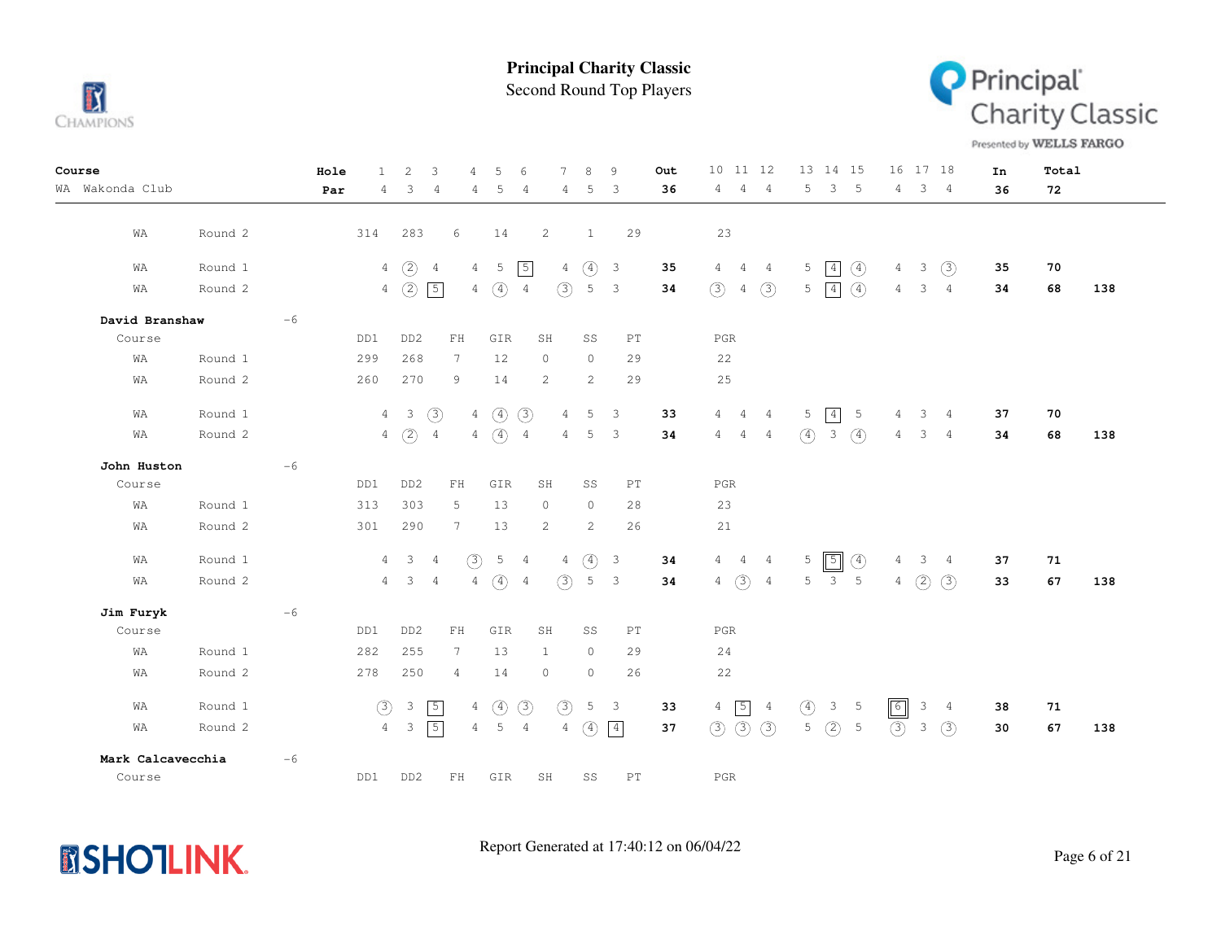# Principal Charity Classic

## Second Round Top Players

| Course | | | Hole | 1 | 2 | 3 | 4 | 5 | 6 | 7 | 8 | 9 | Out | 10 | 11 | 12 | 13 | 14 | 15 | 16 | 17 | 18 | In | Total | |
|---|---|---|---|---|---|---|---|---|---|---|---|---|---|---|---|---|---|---|---|---|---|---|---|---|---|
| WA Wakonda Club | | | Par | 4 | 3 | 4 | 4 | 5 | 4 | 4 | 5 | 3 | 36 | 4 | 4 | 4 | 5 | 3 | 5 | 4 | 3 | 4 | 36 | 72 | |
| WA | Round 2 | | | 314 | 283 | 6 | 14 | 2 | | 1 | 29 | | | 23 | | | | | | | | | | | |
| WA | Round 1 | | | 4 | 2 | 4 | 4 | 5 | 5 | 4 | 4 | 3 | 35 | 4 | 4 | 4 | 5 | 4 | 4 | 4 | 3 | 3 | 35 | 70 | |
| WA | Round 2 | | | 4 | 2 | 5 | 4 | 4 | 4 | 3 | 5 | 3 | 34 | 3 | 4 | 3 | 5 | 4 | 4 | 4 | 3 | 4 | 34 | 68 | 138 |
| **David Branshaw** | | -6 | | | | | | | | | | | | | | | | | | | | | | | |
| Course | | | | DD1 | DD2 | FH | GIR | SH | | SS | PT | | | PGR | | | | | | | | | | | |
| WA | Round 1 | | | 299 | 268 | 7 | 12 | 0 | | 0 | 29 | | | 22 | | | | | | | | | | | |
| WA | Round 2 | | | 260 | 270 | 9 | 14 | 2 | | 2 | 29 | | | 25 | | | | | | | | | | | |
| WA | Round 1 | | | 4 | 3 | 3 | 4 | 4 | 3 | 4 | 5 | 3 | 33 | 4 | 4 | 4 | 5 | 4 | 5 | 4 | 3 | 4 | 37 | 70 | |
| WA | Round 2 | | | 4 | 2 | 4 | 4 | 4 | 4 | 4 | 5 | 3 | 34 | 4 | 4 | 4 | 4 | 3 | 4 | 4 | 3 | 4 | 34 | 68 | 138 |
| **John Huston** | | -6 | | | | | | | | | | | | | | | | | | | | | | | |
| Course | | | | DD1 | DD2 | FH | GIR | SH | | SS | PT | | | PGR | | | | | | | | | | | |
| WA | Round 1 | | | 313 | 303 | 5 | 13 | 0 | | 0 | 28 | | | 23 | | | | | | | | | | | |
| WA | Round 2 | | | 301 | 290 | 7 | 13 | 2 | | 2 | 26 | | | 21 | | | | | | | | | | | |
| WA | Round 1 | | | 4 | 3 | 4 | 3 | 5 | 4 | 4 | 4 | 3 | 34 | 4 | 4 | 4 | 5 | 5 | 4 | 4 | 3 | 4 | 37 | 71 | |
| WA | Round 2 | | | 4 | 3 | 4 | 4 | 4 | 4 | 3 | 5 | 3 | 34 | 4 | 3 | 4 | 5 | 3 | 5 | 4 | 2 | 3 | 33 | 67 | 138 |
| **Jim Furyk** | | -6 | | | | | | | | | | | | | | | | | | | | | | | |
| Course | | | | DD1 | DD2 | FH | GIR | SH | | SS | PT | | | PGR | | | | | | | | | | | |
| WA | Round 1 | | | 282 | 255 | 7 | 13 | 1 | | 0 | 29 | | | 24 | | | | | | | | | | | |
| WA | Round 2 | | | 278 | 250 | 4 | 14 | 0 | | 0 | 26 | | | 22 | | | | | | | | | | | |
| WA | Round 1 | | | 3 | 3 | 5 | 4 | 4 | 3 | 3 | 5 | 3 | 33 | 4 | 5 | 4 | 4 | 3 | 5 | 6 | 3 | 4 | 38 | 71 | |
| WA | Round 2 | | | 4 | 3 | 5 | 4 | 5 | 4 | 4 | 4 | 4 | 37 | 3 | 3 | 3 | 5 | 2 | 5 | 3 | 3 | 3 | 30 | 67 | 138 |
| **Mark Calcavecchia** | | -6 | | | | | | | | | | | | | | | | | | | | | | | |
| Course | | | | DD1 | DD2 | FH | GIR | SH | | SS | PT | | | PGR | | | | | | | | | | | |

Report Generated at 17:40:12 on 06/04/22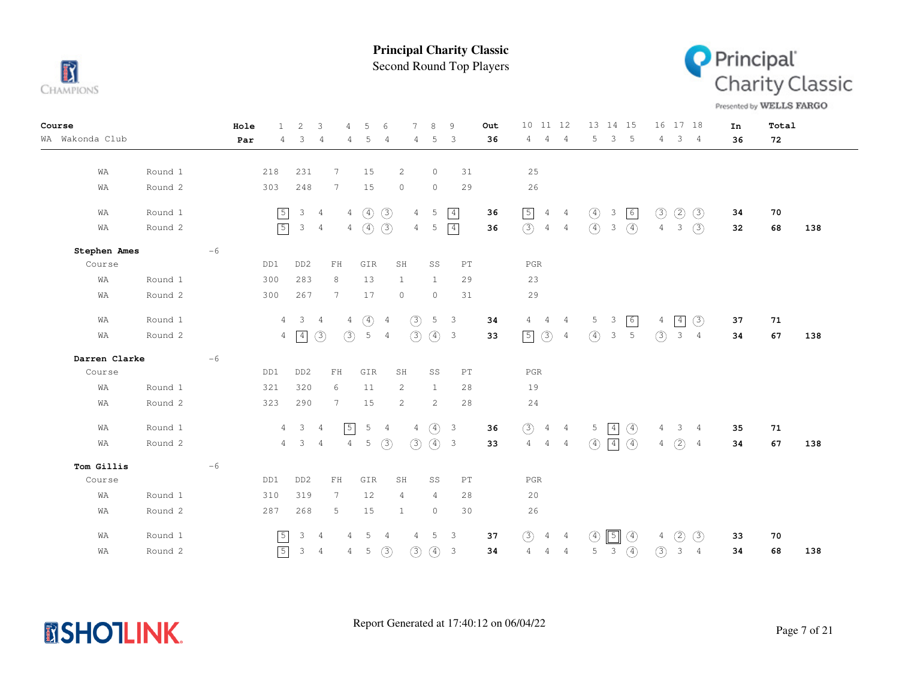**Principal Charity Classic**

Second Round Top Players

| Course | | | Hole | 1 | 2 | 3 | 4 | 5 | 6 | 7 | 8 | 9 | Out | 10 | 11 | 12 | 13 | 14 | 15 | 16 | 17 | 18 | In | Total | |
|---|---|---|---|---|---|---|---|---|---|---|---|---|---|---|---|---|---|---|---|---|---|---|---|---|---|
| WA Wakonda Club | | | Par | 4 | 3 | 4 | 4 | 5 | 4 | 4 | 5 | 3 | **36** | 4 | 4 | 4 | 5 | 3 | 5 | 4 | 3 | 4 | **36** | **72** | |
| WA | Round 1 | | | 218 | 231 | 7 | 15 | 2 | | 0 | 31 | | | 25 | | | | | | | | | | | |
| WA | Round 2 | | | 303 | 248 | 7 | 15 | 0 | | 0 | 29 | | | 26 | | | | | | | | | | | |
| WA | Round 1 | | | 5 | 3 | 4 | 4 | 4 | 3 | 4 | 5 | 4 | **36** | 5 | 4 | 4 | 4 | 3 | 6 | 3 | 2 | 3 | **34** | **70** | |
| WA | Round 2 | | | 5 | 3 | 4 | 4 | 4 | 3 | 4 | 5 | 4 | **36** | 3 | 4 | 4 | 4 | 3 | 4 | 4 | 3 | 3 | **32** | **68** | **138** |
| **Stephen Ames** | | -6 | | | | | | | | | | | | | | | | | | | | | | | |
| Course | | | | DD1 | DD2 | FH | GIR | SH | | SS | PT | | | PGR | | | | | | | | | | | |
| WA | Round 1 | | | 300 | 283 | 8 | 13 | 1 | | 1 | 29 | | | 23 | | | | | | | | | | | |
| WA | Round 2 | | | 300 | 267 | 7 | 17 | 0 | | 0 | 31 | | | 29 | | | | | | | | | | | |
| WA | Round 1 | | | 4 | 3 | 4 | 4 | 4 | 4 | 3 | 5 | 3 | **34** | 4 | 4 | 4 | 5 | 3 | 6 | 4 | 4 | 3 | **37** | **71** | |
| WA | Round 2 | | | 4 | 4 | 3 | 3 | 5 | 4 | 3 | 4 | 3 | **33** | 5 | 3 | 4 | 4 | 3 | 5 | 3 | 3 | 4 | **34** | **67** | **138** |
| **Darren Clarke** | | -6 | | | | | | | | | | | | | | | | | | | | | | | |
| Course | | | | DD1 | DD2 | FH | GIR | SH | | SS | PT | | | PGR | | | | | | | | | | | |
| WA | Round 1 | | | 321 | 320 | 6 | 11 | 2 | | 1 | 28 | | | 19 | | | | | | | | | | | |
| WA | Round 2 | | | 323 | 290 | 7 | 15 | 2 | | 2 | 28 | | | 24 | | | | | | | | | | | |
| WA | Round 1 | | | 4 | 3 | 4 | 5 | 5 | 4 | 4 | 4 | 3 | **36** | 3 | 4 | 4 | 5 | 4 | 4 | 4 | 3 | 4 | **35** | **71** | |
| WA | Round 2 | | | 4 | 3 | 4 | 4 | 5 | 3 | 3 | 4 | 3 | **33** | 4 | 4 | 4 | 4 | 4 | 4 | 4 | 2 | 4 | **34** | **67** | **138** |
| **Tom Gillis** | | -6 | | | | | | | | | | | | | | | | | | | | | | | |
| Course | | | | DD1 | DD2 | FH | GIR | SH | | SS | PT | | | PGR | | | | | | | | | | | |
| WA | Round 1 | | | 310 | 319 | 7 | 12 | 4 | | 4 | 28 | | | 20 | | | | | | | | | | | |
| WA | Round 2 | | | 287 | 268 | 5 | 15 | 1 | | 0 | 30 | | | 26 | | | | | | | | | | | |
| WA | Round 1 | | | 5 | 3 | 4 | 4 | 5 | 4 | 4 | 5 | 3 | **37** | 3 | 4 | 4 | 4 | 5 | 4 | 4 | 2 | 3 | **33** | **70** | |
| WA | Round 2 | | | 5 | 3 | 4 | 4 | 5 | 3 | 3 | 4 | 3 | **34** | 4 | 4 | 4 | 5 | 3 | 4 | 3 | 3 | 4 | **34** | **68** | **138** |

Report Generated at 17:40:12 on 06/04/22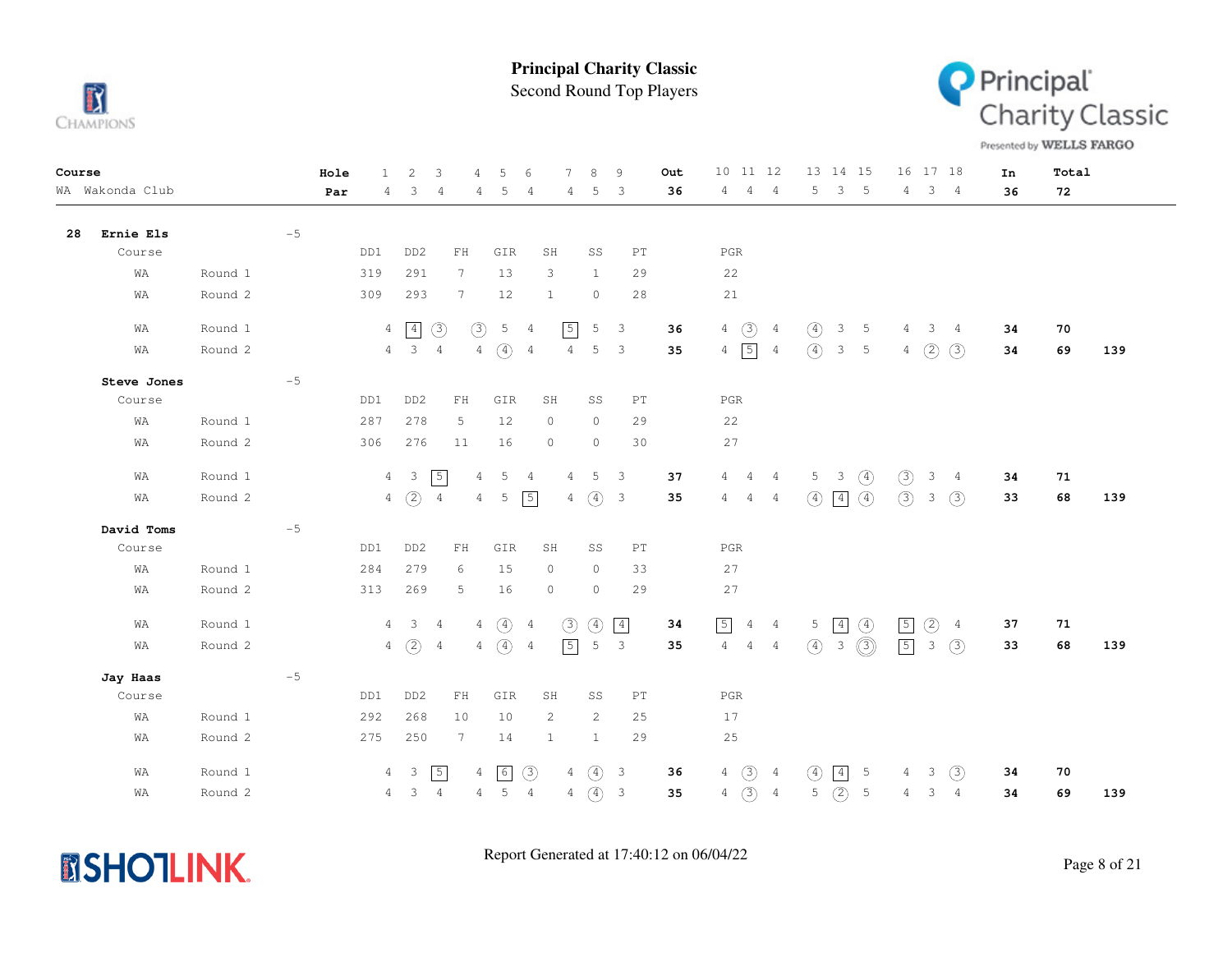# Principal Charity Classic

## Second Round Top Players

| Course | | Hole | 1 | 2 | 3 | 4 | 5 | 6 | 7 | 8 | 9 | Out | 10 | 11 | 12 | 13 | 14 | 15 | 16 | 17 | 18 | In | Total | |
|---|---|---|---|---|---|---|---|---|---|---|---|---|---|---|---|---|---|---|---|---|---|---|---|---|
| WA Wakonda Club | | Par | 4 | 3 | 4 | 4 | 5 | 4 | 4 | 5 | 3 | 36 | 4 | 4 | 4 | 5 | 3 | 5 | 4 | 3 | 4 | 36 | 72 | |

### 28 Ernie Els -5

| Course | | DD1 | DD2 | FH | GIR | SH | SS | PT | PGR |
|---|---|---|---|---|---|---|---|---|---|
| WA | Round 1 | 319 | 291 | 7 | 13 | 3 | 1 | 29 | 22 |
| WA | Round 2 | 309 | 293 | 7 | 12 | 1 | 0 | 28 | 21 |

| Course | Round | 1 | 2 | 3 | 4 | 5 | 6 | 7 | 8 | 9 | Out | 10 | 11 | 12 | 13 | 14 | 15 | 16 | 17 | 18 | In | Total | |
|---|---|---|---|---|---|---|---|---|---|---|---|---|---|---|---|---|---|---|---|---|---|---|---|
| WA | Round 1 | 4 | 4 | 3 | 3 | 5 | 4 | 5 | 5 | 3 | 36 | 4 | 3 | 4 | 4 | 3 | 5 | 4 | 3 | 4 | 34 | 70 | |
| WA | Round 2 | 4 | 3 | 4 | 4 | 4 | 4 | 4 | 5 | 3 | 35 | 4 | 5 | 4 | 4 | 3 | 5 | 4 | 2 | 3 | 34 | 69 | 139 |

### Steve Jones -5

| Course | | DD1 | DD2 | FH | GIR | SH | SS | PT | PGR |
|---|---|---|---|---|---|---|---|---|---|
| WA | Round 1 | 287 | 278 | 5 | 12 | 0 | 0 | 29 | 22 |
| WA | Round 2 | 306 | 276 | 11 | 16 | 0 | 0 | 30 | 27 |

| Course | Round | 1 | 2 | 3 | 4 | 5 | 6 | 7 | 8 | 9 | Out | 10 | 11 | 12 | 13 | 14 | 15 | 16 | 17 | 18 | In | Total | |
|---|---|---|---|---|---|---|---|---|---|---|---|---|---|---|---|---|---|---|---|---|---|---|---|
| WA | Round 1 | 4 | 3 | 5 | 4 | 5 | 4 | 4 | 5 | 3 | 37 | 4 | 4 | 4 | 5 | 3 | 4 | 3 | 3 | 4 | 34 | 71 | |
| WA | Round 2 | 4 | 2 | 4 | 4 | 5 | 5 | 4 | 4 | 3 | 35 | 4 | 4 | 4 | 4 | 4 | 4 | 3 | 3 | 3 | 33 | 68 | 139 |

### David Toms -5

| Course | | DD1 | DD2 | FH | GIR | SH | SS | PT | PGR |
|---|---|---|---|---|---|---|---|---|---|
| WA | Round 1 | 284 | 279 | 6 | 15 | 0 | 0 | 33 | 27 |
| WA | Round 2 | 313 | 269 | 5 | 16 | 0 | 0 | 29 | 27 |

| Course | Round | 1 | 2 | 3 | 4 | 5 | 6 | 7 | 8 | 9 | Out | 10 | 11 | 12 | 13 | 14 | 15 | 16 | 17 | 18 | In | Total | |
|---|---|---|---|---|---|---|---|---|---|---|---|---|---|---|---|---|---|---|---|---|---|---|---|
| WA | Round 1 | 4 | 3 | 4 | 4 | 4 | 4 | 3 | 4 | 4 | 34 | 5 | 4 | 4 | 5 | 4 | 4 | 5 | 2 | 4 | 37 | 71 | |
| WA | Round 2 | 4 | 2 | 4 | 4 | 4 | 4 | 5 | 5 | 3 | 35 | 4 | 4 | 4 | 4 | 3 | 3 | 5 | 3 | 3 | 33 | 68 | 139 |

### Jay Haas -5

| Course | | DD1 | DD2 | FH | GIR | SH | SS | PT | PGR |
|---|---|---|---|---|---|---|---|---|---|
| WA | Round 1 | 292 | 268 | 10 | 10 | 2 | 2 | 25 | 17 |
| WA | Round 2 | 275 | 250 | 7 | 14 | 1 | 1 | 29 | 25 |

| Course | Round | 1 | 2 | 3 | 4 | 5 | 6 | 7 | 8 | 9 | Out | 10 | 11 | 12 | 13 | 14 | 15 | 16 | 17 | 18 | In | Total | |
|---|---|---|---|---|---|---|---|---|---|---|---|---|---|---|---|---|---|---|---|---|---|---|---|
| WA | Round 1 | 4 | 3 | 5 | 4 | 6 | 3 | 4 | 4 | 3 | 36 | 4 | 3 | 4 | 4 | 4 | 5 | 4 | 3 | 3 | 34 | 70 | |
| WA | Round 2 | 4 | 3 | 4 | 4 | 5 | 4 | 4 | 4 | 3 | 35 | 4 | 3 | 4 | 5 | 2 | 5 | 4 | 3 | 4 | 34 | 69 | 139 |

Report Generated at 17:40:12 on 06/04/22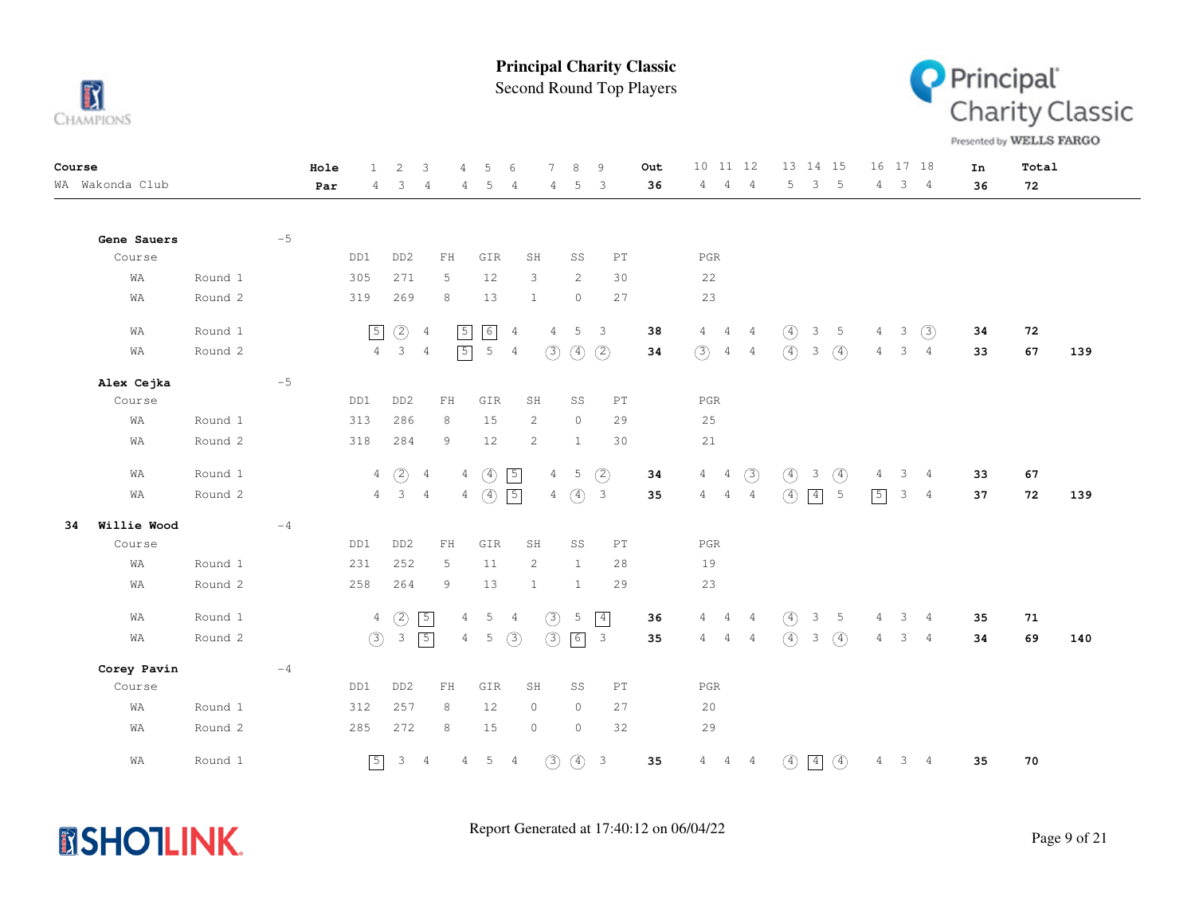# Principal Charity Classic

## Second Round Top Players

| Course | Hole | 1 | 2 | 3 | 4 | 5 | 6 | 7 | 8 | 9 | Out | 10 | 11 | 12 | 13 | 14 | 15 | 16 | 17 | 18 | In | Total |
|---|---|---|---|---|---|---|---|---|---|---|---|---|---|---|---|---|---|---|---|---|---|---|
| WA Wakonda Club | Par | 4 | 3 | 4 | 4 | 5 | 4 | 4 | 5 | 3 | 36 | 4 | 4 | 4 | 5 | 3 | 5 | 4 | 3 | 4 | 36 | 72 |

### Gene Sauers -5

| Course | Round | DD1 | DD2 | FH | GIR | SH | SS | PT | PGR |
|---|---|---|---|---|---|---|---|---|---|
| WA | Round 1 | 305 | 271 | 5 | 12 | 3 | 2 | 30 | 22 |
| WA | Round 2 | 319 | 269 | 8 | 13 | 1 | 0 | 27 | 23 |

| Course | Round | 1 | 2 | 3 | 4 | 5 | 6 | 7 | 8 | 9 | Out | 10 | 11 | 12 | 13 | 14 | 15 | 16 | 17 | 18 | In | Total | |
|---|---|---|---|---|---|---|---|---|---|---|---|---|---|---|---|---|---|---|---|---|---|---|---|
| WA | Round 1 | 5 | 2 | 4 | 5 | 6 | 4 | 4 | 5 | 3 | 38 | 4 | 4 | 4 | 4 | 3 | 5 | 4 | 3 | 3 | 34 | 72 | |
| WA | Round 2 | 4 | 3 | 4 | 5 | 5 | 4 | 3 | 4 | 2 | 34 | 3 | 4 | 4 | 4 | 3 | 4 | 4 | 3 | 4 | 33 | 67 | 139 |

### Alex Cejka -5

| Course | Round | DD1 | DD2 | FH | GIR | SH | SS | PT | PGR |
|---|---|---|---|---|---|---|---|---|---|
| WA | Round 1 | 313 | 286 | 8 | 15 | 2 | 0 | 29 | 25 |
| WA | Round 2 | 318 | 284 | 9 | 12 | 2 | 1 | 30 | 21 |

| Course | Round | 1 | 2 | 3 | 4 | 5 | 6 | 7 | 8 | 9 | Out | 10 | 11 | 12 | 13 | 14 | 15 | 16 | 17 | 18 | In | Total | |
|---|---|---|---|---|---|---|---|---|---|---|---|---|---|---|---|---|---|---|---|---|---|---|---|
| WA | Round 1 | 4 | 2 | 4 | 4 | 4 | 5 | 4 | 5 | 2 | 34 | 4 | 4 | 3 | 4 | 3 | 4 | 4 | 3 | 4 | 33 | 67 | |
| WA | Round 2 | 4 | 3 | 4 | 4 | 4 | 5 | 4 | 4 | 3 | 35 | 4 | 4 | 4 | 4 | 4 | 5 | 5 | 3 | 4 | 37 | 72 | 139 |

### 34 Willie Wood -4

| Course | Round | DD1 | DD2 | FH | GIR | SH | SS | PT | PGR |
|---|---|---|---|---|---|---|---|---|---|
| WA | Round 1 | 231 | 252 | 5 | 11 | 2 | 1 | 28 | 19 |
| WA | Round 2 | 258 | 264 | 9 | 13 | 1 | 1 | 29 | 23 |

| Course | Round | 1 | 2 | 3 | 4 | 5 | 6 | 7 | 8 | 9 | Out | 10 | 11 | 12 | 13 | 14 | 15 | 16 | 17 | 18 | In | Total | |
|---|---|---|---|---|---|---|---|---|---|---|---|---|---|---|---|---|---|---|---|---|---|---|---|
| WA | Round 1 | 4 | 2 | 5 | 4 | 5 | 4 | 3 | 5 | 4 | 36 | 4 | 4 | 4 | 4 | 3 | 5 | 4 | 3 | 4 | 35 | 71 | |
| WA | Round 2 | 3 | 3 | 5 | 4 | 5 | 3 | 3 | 6 | 3 | 35 | 4 | 4 | 4 | 4 | 3 | 4 | 4 | 3 | 4 | 34 | 69 | 140 |

### Corey Pavin -4

| Course | Round | DD1 | DD2 | FH | GIR | SH | SS | PT | PGR |
|---|---|---|---|---|---|---|---|---|---|
| WA | Round 1 | 312 | 257 | 8 | 12 | 0 | 0 | 27 | 20 |
| WA | Round 2 | 285 | 272 | 8 | 15 | 0 | 0 | 32 | 29 |

| Course | Round | 1 | 2 | 3 | 4 | 5 | 6 | 7 | 8 | 9 | Out | 10 | 11 | 12 | 13 | 14 | 15 | 16 | 17 | 18 | In | Total |
|---|---|---|---|---|---|---|---|---|---|---|---|---|---|---|---|---|---|---|---|---|---|---|
| WA | Round 1 | 5 | 3 | 4 | 4 | 5 | 4 | 3 | 4 | 3 | 35 | 4 | 4 | 4 | 4 | 4 | 4 | 4 | 3 | 4 | 35 | 70 |

Report Generated at 17:40:12 on 06/04/22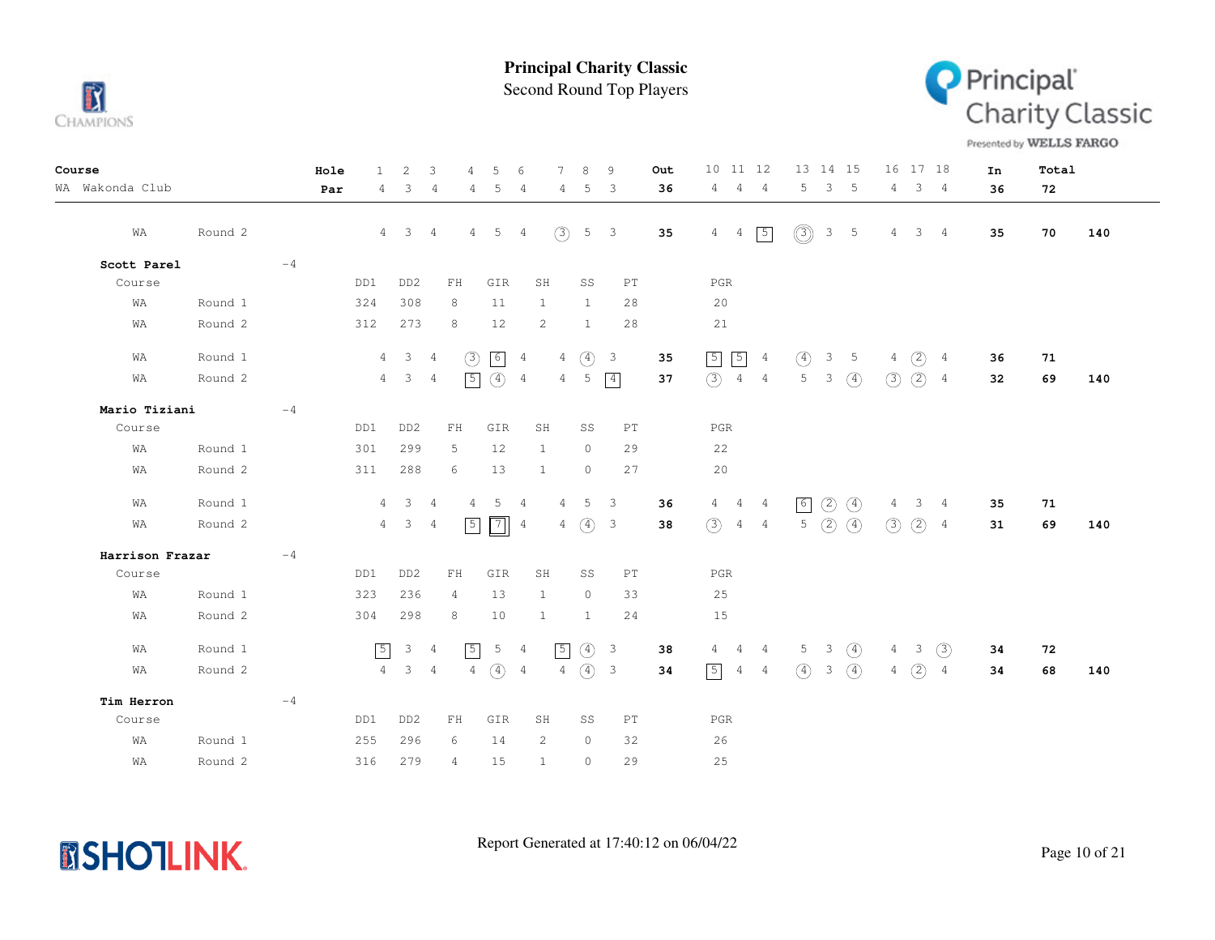# Principal Charity Classic

Second Round Top Players

| Course | | Hole | 1 | 2 | 3 | 4 | 5 | 6 | 7 | 8 | 9 | Out | 10 | 11 | 12 | 13 | 14 | 15 | 16 | 17 | 18 | In | Total | |
|---|---|---|---|---|---|---|---|---|---|---|---|---|---|---|---|---|---|---|---|---|---|---|---|---|
| WA Wakonda Club | | Par | 4 | 3 | 4 | 4 | 5 | 4 | 4 | 5 | 3 | 36 | 4 | 4 | 4 | 5 | 3 | 5 | 4 | 3 | 4 | 36 | 72 | |
| WA | Round 2 | | 4 | 3 | 4 | 4 | 5 | 4 | 3 | 5 | 3 | 35 | 4 | 4 | 5 | 3 | 3 | 5 | 4 | 3 | 4 | 35 | 70 | 140 |

**Scott Parel** -4

| Course | | DD1 | DD2 | FH | GIR | SH | SS | PT | PGR |
|---|---|---|---|---|---|---|---|---|---|
| WA | Round 1 | 324 | 308 | 8 | 11 | 1 | 1 | 28 | 20 |
| WA | Round 2 | 312 | 273 | 8 | 12 | 2 | 1 | 28 | 21 |

| Course | Round | 1 | 2 | 3 | 4 | 5 | 6 | 7 | 8 | 9 | Out | 10 | 11 | 12 | 13 | 14 | 15 | 16 | 17 | 18 | In | Total | |
|---|---|---|---|---|---|---|---|---|---|---|---|---|---|---|---|---|---|---|---|---|---|---|---|
| WA | Round 1 | 4 | 3 | 4 | 3 | 6 | 4 | 4 | 4 | 3 | 35 | 5 | 5 | 4 | 4 | 3 | 5 | 4 | 2 | 4 | 36 | 71 | |
| WA | Round 2 | 4 | 3 | 4 | 5 | 4 | 4 | 4 | 5 | 4 | 37 | 3 | 4 | 4 | 5 | 3 | 4 | 3 | 2 | 4 | 32 | 69 | 140 |

**Mario Tiziani** -4

| Course | | DD1 | DD2 | FH | GIR | SH | SS | PT | PGR |
|---|---|---|---|---|---|---|---|---|---|
| WA | Round 1 | 301 | 299 | 5 | 12 | 1 | 0 | 29 | 22 |
| WA | Round 2 | 311 | 288 | 6 | 13 | 1 | 0 | 27 | 20 |

| Course | Round | 1 | 2 | 3 | 4 | 5 | 6 | 7 | 8 | 9 | Out | 10 | 11 | 12 | 13 | 14 | 15 | 16 | 17 | 18 | In | Total | |
|---|---|---|---|---|---|---|---|---|---|---|---|---|---|---|---|---|---|---|---|---|---|---|---|
| WA | Round 1 | 4 | 3 | 4 | 4 | 5 | 4 | 4 | 5 | 3 | 36 | 4 | 4 | 4 | 6 | 2 | 4 | 4 | 3 | 4 | 35 | 71 | |
| WA | Round 2 | 4 | 3 | 4 | 5 | 7 | 4 | 4 | 4 | 3 | 38 | 3 | 4 | 4 | 5 | 2 | 4 | 3 | 2 | 4 | 31 | 69 | 140 |

**Harrison Frazar** -4

| Course | | DD1 | DD2 | FH | GIR | SH | SS | PT | PGR |
|---|---|---|---|---|---|---|---|---|---|
| WA | Round 1 | 323 | 236 | 4 | 13 | 1 | 0 | 33 | 25 |
| WA | Round 2 | 304 | 298 | 8 | 10 | 1 | 1 | 24 | 15 |

| Course | Round | 1 | 2 | 3 | 4 | 5 | 6 | 7 | 8 | 9 | Out | 10 | 11 | 12 | 13 | 14 | 15 | 16 | 17 | 18 | In | Total | |
|---|---|---|---|---|---|---|---|---|---|---|---|---|---|---|---|---|---|---|---|---|---|---|---|
| WA | Round 1 | 5 | 3 | 4 | 5 | 5 | 4 | 5 | 4 | 3 | 38 | 4 | 4 | 4 | 5 | 3 | 4 | 4 | 3 | 3 | 34 | 72 | |
| WA | Round 2 | 4 | 3 | 4 | 4 | 4 | 4 | 4 | 4 | 3 | 34 | 5 | 4 | 4 | 4 | 3 | 4 | 4 | 2 | 4 | 34 | 68 | 140 |

**Tim Herron** -4

| Course | | DD1 | DD2 | FH | GIR | SH | SS | PT | PGR |
|---|---|---|---|---|---|---|---|---|---|
| WA | Round 1 | 255 | 296 | 6 | 14 | 2 | 0 | 32 | 26 |
| WA | Round 2 | 316 | 279 | 4 | 15 | 1 | 0 | 29 | 25 |

Report Generated at 17:40:12 on 06/04/22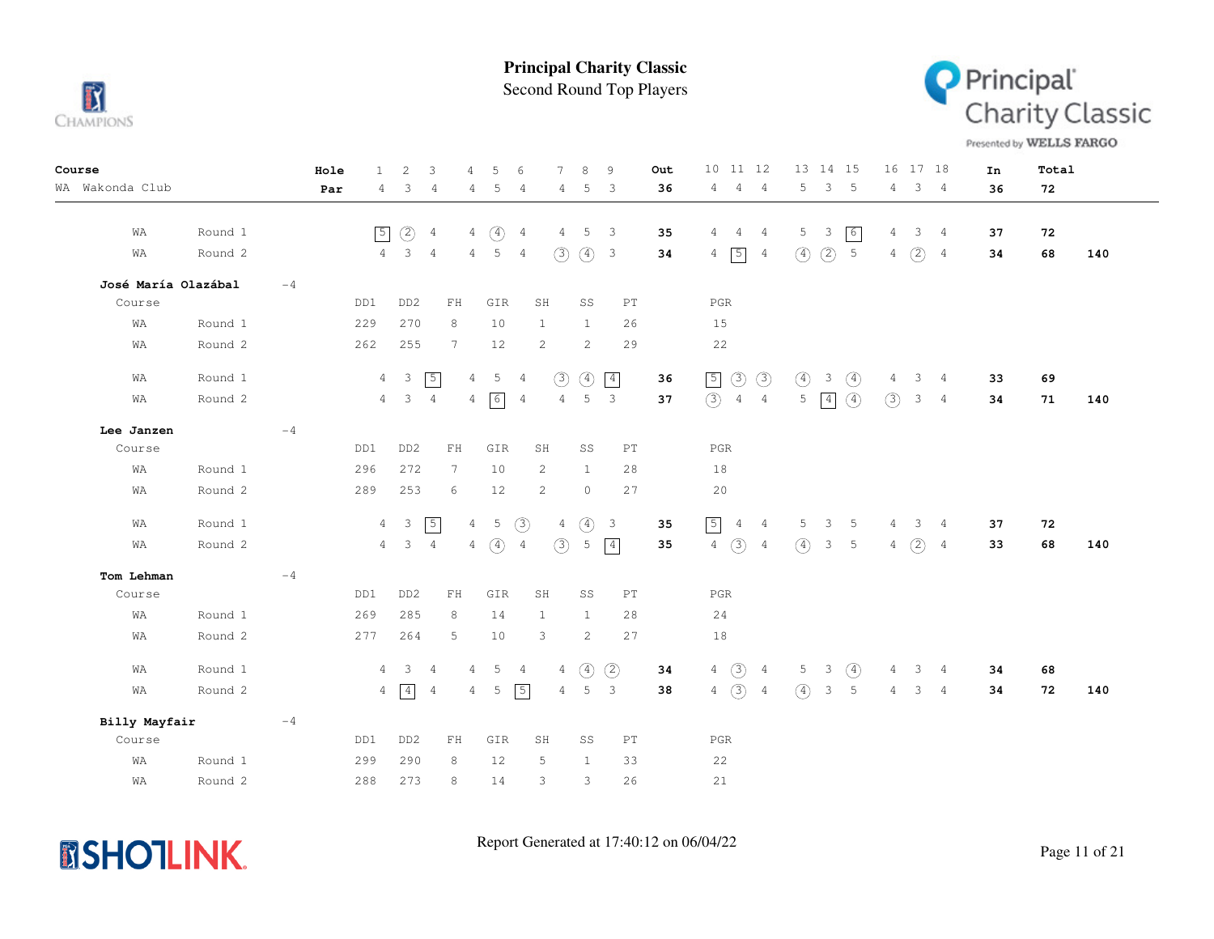# Principal Charity Classic

## Second Round Top Players

| Course | | Hole | 1 | 2 | 3 | 4 | 5 | 6 | 7 | 8 | 9 | Out | 10 | 11 | 12 | 13 | 14 | 15 | 16 | 17 | 18 | In | Total | |
|---|---|---|---|---|---|---|---|---|---|---|---|---|---|---|---|---|---|---|---|---|---|---|---|---|
| WA Wakonda Club | | Par | 4 | 3 | 4 | 4 | 5 | 4 | 4 | 5 | 3 | 36 | 4 | 4 | 4 | 5 | 3 | 5 | 4 | 3 | 4 | 36 | 72 | |
| WA | Round 1 | | 5 | 2 | 4 | 4 | 4 | 4 | 4 | 5 | 3 | 35 | 4 | 4 | 4 | 5 | 3 | 6 | 4 | 3 | 4 | 37 | 72 | |
| WA | Round 2 | | 4 | 3 | 4 | 4 | 5 | 4 | 3 | 4 | 3 | 34 | 4 | 5 | 4 | 4 | 2 | 5 | 4 | 2 | 4 | 34 | 68 | 140 |

**José María Olazábal** -4

| Course | | DD1 | DD2 | FH | GIR | SH | SS | PT | PGR |
|---|---|---|---|---|---|---|---|---|---|
| WA | Round 1 | 229 | 270 | 8 | 10 | 1 | 1 | 26 | 15 |
| WA | Round 2 | 262 | 255 | 7 | 12 | 2 | 2 | 29 | 22 |

| Course | | 1 | 2 | 3 | 4 | 5 | 6 | 7 | 8 | 9 | Out | 10 | 11 | 12 | 13 | 14 | 15 | 16 | 17 | 18 | In | Total | |
|---|---|---|---|---|---|---|---|---|---|---|---|---|---|---|---|---|---|---|---|---|---|---|---|
| WA | Round 1 | 4 | 3 | 5 | 4 | 5 | 4 | 3 | 4 | 4 | 36 | 5 | 3 | 3 | 4 | 3 | 4 | 4 | 3 | 4 | 33 | 69 | |
| WA | Round 2 | 4 | 3 | 4 | 4 | 6 | 4 | 4 | 5 | 3 | 37 | 3 | 4 | 4 | 5 | 4 | 4 | 3 | 3 | 4 | 34 | 71 | 140 |

**Lee Janzen** -4

| Course | | DD1 | DD2 | FH | GIR | SH | SS | PT | PGR |
|---|---|---|---|---|---|---|---|---|---|
| WA | Round 1 | 296 | 272 | 7 | 10 | 2 | 1 | 28 | 18 |
| WA | Round 2 | 289 | 253 | 6 | 12 | 2 | 0 | 27 | 20 |

| Course | | 1 | 2 | 3 | 4 | 5 | 6 | 7 | 8 | 9 | Out | 10 | 11 | 12 | 13 | 14 | 15 | 16 | 17 | 18 | In | Total | |
|---|---|---|---|---|---|---|---|---|---|---|---|---|---|---|---|---|---|---|---|---|---|---|---|
| WA | Round 1 | 4 | 3 | 5 | 4 | 5 | 3 | 4 | 4 | 3 | 35 | 5 | 4 | 4 | 5 | 3 | 5 | 4 | 3 | 4 | 37 | 72 | |
| WA | Round 2 | 4 | 3 | 4 | 4 | 4 | 4 | 3 | 5 | 4 | 35 | 4 | 3 | 4 | 4 | 3 | 5 | 4 | 2 | 4 | 33 | 68 | 140 |

**Tom Lehman** -4

| Course | | DD1 | DD2 | FH | GIR | SH | SS | PT | PGR |
|---|---|---|---|---|---|---|---|---|---|
| WA | Round 1 | 269 | 285 | 8 | 14 | 1 | 1 | 28 | 24 |
| WA | Round 2 | 277 | 264 | 5 | 10 | 3 | 2 | 27 | 18 |

| Course | | 1 | 2 | 3 | 4 | 5 | 6 | 7 | 8 | 9 | Out | 10 | 11 | 12 | 13 | 14 | 15 | 16 | 17 | 18 | In | Total | |
|---|---|---|---|---|---|---|---|---|---|---|---|---|---|---|---|---|---|---|---|---|---|---|---|
| WA | Round 1 | 4 | 3 | 4 | 4 | 5 | 4 | 4 | 4 | 2 | 34 | 4 | 3 | 4 | 5 | 3 | 4 | 4 | 3 | 4 | 34 | 68 | |
| WA | Round 2 | 4 | 4 | 4 | 4 | 5 | 5 | 4 | 5 | 3 | 38 | 4 | 3 | 4 | 4 | 3 | 5 | 4 | 3 | 4 | 34 | 72 | 140 |

**Billy Mayfair** -4

| Course | | DD1 | DD2 | FH | GIR | SH | SS | PT | PGR |
|---|---|---|---|---|---|---|---|---|---|
| WA | Round 1 | 299 | 290 | 8 | 12 | 5 | 1 | 33 | 22 |
| WA | Round 2 | 288 | 273 | 8 | 14 | 3 | 3 | 26 | 21 |

Report Generated at 17:40:12 on 06/04/22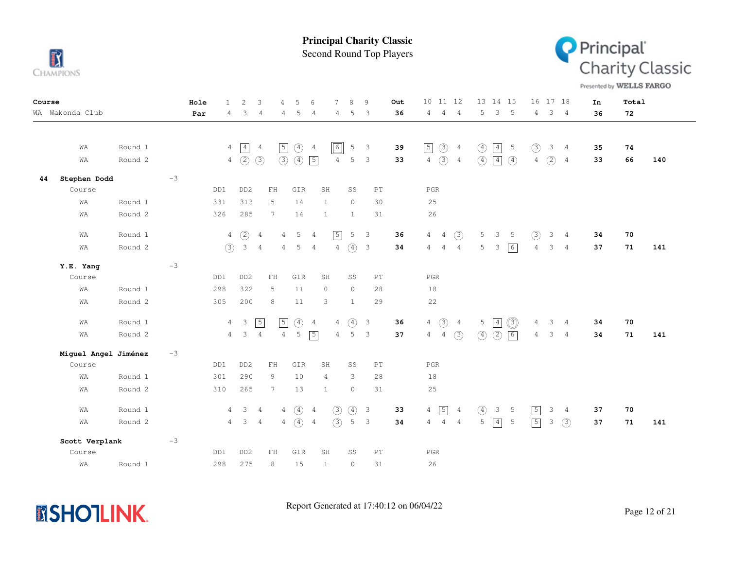# Principal Charity Classic

## Second Round Top Players

| Course | | Hole | 1 | 2 | 3 | 4 | 5 | 6 | 7 | 8 | 9 | Out | 10 | 11 | 12 | 13 | 14 | 15 | 16 | 17 | 18 | In | Total | |
|---|---|---|---|---|---|---|---|---|---|---|---|---|---|---|---|---|---|---|---|---|---|---|---|---|
| WA Wakonda Club | | Par | 4 | 3 | 4 | 4 | 5 | 4 | 4 | 5 | 3 | 36 | 4 | 4 | 4 | 5 | 3 | 5 | 4 | 3 | 4 | 36 | 72 | |
| WA | Round 1 | | 4 | 4 | 4 | 5 | 4 | 4 | 6 | 5 | 3 | 39 | 5 | 3 | 4 | 4 | 4 | 5 | 3 | 3 | 4 | 35 | 74 | |
| WA | Round 2 | | 4 | 2 | 3 | 3 | 4 | 5 | 4 | 5 | 3 | 33 | 4 | 3 | 4 | 4 | 4 | 4 | 4 | 2 | 4 | 33 | 66 | 140 |

**44 Stephen Dodd** -3

| Course | | DD1 | DD2 | FH | GIR | SH | SS | PT | PGR |
|---|---|---|---|---|---|---|---|---|---|
| WA | Round 1 | 331 | 313 | 5 | 14 | 1 | 0 | 30 | 25 |
| WA | Round 2 | 326 | 285 | 7 | 14 | 1 | 1 | 31 | 26 |

| | | 1 | 2 | 3 | 4 | 5 | 6 | 7 | 8 | 9 | Out | 10 | 11 | 12 | 13 | 14 | 15 | 16 | 17 | 18 | In | Total | |
|---|---|---|---|---|---|---|---|---|---|---|---|---|---|---|---|---|---|---|---|---|---|---|---|
| WA | Round 1 | 4 | 2 | 4 | 4 | 5 | 4 | 5 | 5 | 3 | 36 | 4 | 4 | 3 | 5 | 3 | 5 | 3 | 3 | 4 | 34 | 70 | |
| WA | Round 2 | 3 | 3 | 4 | 4 | 5 | 4 | 4 | 4 | 3 | 34 | 4 | 4 | 4 | 5 | 3 | 6 | 4 | 3 | 4 | 37 | 71 | 141 |

**Y.E. Yang** -3

| Course | | DD1 | DD2 | FH | GIR | SH | SS | PT | PGR |
|---|---|---|---|---|---|---|---|---|---|
| WA | Round 1 | 298 | 322 | 5 | 11 | 0 | 0 | 28 | 18 |
| WA | Round 2 | 305 | 200 | 8 | 11 | 3 | 1 | 29 | 22 |

| | | 1 | 2 | 3 | 4 | 5 | 6 | 7 | 8 | 9 | Out | 10 | 11 | 12 | 13 | 14 | 15 | 16 | 17 | 18 | In | Total | |
|---|---|---|---|---|---|---|---|---|---|---|---|---|---|---|---|---|---|---|---|---|---|---|---|
| WA | Round 1 | 4 | 3 | 5 | 5 | 4 | 4 | 4 | 4 | 3 | 36 | 4 | 3 | 4 | 5 | 4 | 3 | 4 | 3 | 4 | 34 | 70 | |
| WA | Round 2 | 4 | 3 | 4 | 4 | 5 | 5 | 4 | 5 | 3 | 37 | 4 | 4 | 3 | 4 | 2 | 6 | 4 | 3 | 4 | 34 | 71 | 141 |

**Miguel Angel Jiménez** -3

| Course | | DD1 | DD2 | FH | GIR | SH | SS | PT | PGR |
|---|---|---|---|---|---|---|---|---|---|
| WA | Round 1 | 301 | 290 | 9 | 10 | 4 | 3 | 28 | 18 |
| WA | Round 2 | 310 | 265 | 7 | 13 | 1 | 0 | 31 | 25 |

| | | 1 | 2 | 3 | 4 | 5 | 6 | 7 | 8 | 9 | Out | 10 | 11 | 12 | 13 | 14 | 15 | 16 | 17 | 18 | In | Total | |
|---|---|---|---|---|---|---|---|---|---|---|---|---|---|---|---|---|---|---|---|---|---|---|---|
| WA | Round 1 | 4 | 3 | 4 | 4 | 4 | 4 | 3 | 4 | 3 | 33 | 4 | 5 | 4 | 4 | 3 | 5 | 5 | 3 | 4 | 37 | 70 | |
| WA | Round 2 | 4 | 3 | 4 | 4 | 4 | 4 | 3 | 5 | 3 | 34 | 4 | 4 | 4 | 5 | 4 | 5 | 5 | 3 | 3 | 37 | 71 | 141 |

**Scott Verplank** -3

| Course | | DD1 | DD2 | FH | GIR | SH | SS | PT | PGR |
|---|---|---|---|---|---|---|---|---|---|
| WA | Round 1 | 298 | 275 | 8 | 15 | 1 | 0 | 31 | 26 |

Report Generated at 17:40:12 on 06/04/22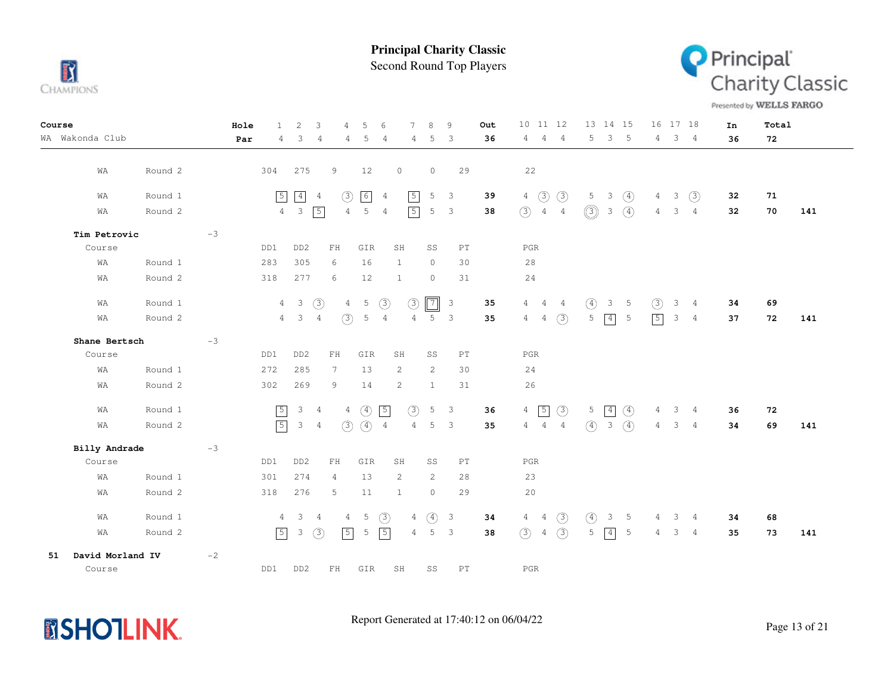# Principal Charity Classic

## Second Round Top Players

| Course | | Hole | 1 | 2 | 3 | 4 | 5 | 6 | 7 | 8 | 9 | Out | 10 | 11 | 12 | 13 | 14 | 15 | 16 | 17 | 18 | In | Total | |
|---|---|---|---|---|---|---|---|---|---|---|---|---|---|---|---|---|---|---|---|---|---|---|---|---|
| WA Wakonda Club | | Par | 4 | 3 | 4 | 4 | 5 | 4 | 4 | 5 | 3 | 36 | 4 | 4 | 4 | 5 | 3 | 5 | 4 | 3 | 4 | 36 | 72 | |

| | | DD1 | DD2 | FH | GIR | SH | SS | PT | PGR |
|---|---|---|---|---|---|---|---|---|---|
| WA | Round 2 | 304 | 275 | 9 | 12 | 0 | 0 | 29 | 22 |

| | | 1 | 2 | 3 | 4 | 5 | 6 | 7 | 8 | 9 | Out | 10 | 11 | 12 | 13 | 14 | 15 | 16 | 17 | 18 | In | Total | |
|---|---|---|---|---|---|---|---|---|---|---|---|---|---|---|---|---|---|---|---|---|---|---|---|
| WA | Round 1 | 5 | 4 | 4 | 3 | 6 | 4 | 5 | 5 | 3 | 39 | 4 | 3 | 3 | 5 | 3 | 4 | 4 | 3 | 3 | 32 | 71 | |
| WA | Round 2 | 4 | 3 | 5 | 4 | 5 | 4 | 5 | 5 | 3 | 38 | 3 | 4 | 4 | 3 | 3 | 4 | 4 | 3 | 4 | 32 | 70 | 141 |

### Tim Petrovic -3

| Course | | DD1 | DD2 | FH | GIR | SH | SS | PT | PGR |
|---|---|---|---|---|---|---|---|---|---|
| WA | Round 1 | 283 | 305 | 6 | 16 | 1 | 0 | 30 | 28 |
| WA | Round 2 | 318 | 277 | 6 | 12 | 1 | 0 | 31 | 24 |

| | | 1 | 2 | 3 | 4 | 5 | 6 | 7 | 8 | 9 | Out | 10 | 11 | 12 | 13 | 14 | 15 | 16 | 17 | 18 | In | Total | |
|---|---|---|---|---|---|---|---|---|---|---|---|---|---|---|---|---|---|---|---|---|---|---|---|
| WA | Round 1 | 4 | 3 | 3 | 4 | 5 | 3 | 3 | 7 | 3 | 35 | 4 | 4 | 4 | 4 | 3 | 5 | 3 | 3 | 4 | 34 | 69 | |
| WA | Round 2 | 4 | 3 | 4 | 3 | 5 | 4 | 4 | 5 | 3 | 35 | 4 | 4 | 3 | 5 | 4 | 5 | 5 | 3 | 4 | 37 | 72 | 141 |

### Shane Bertsch -3

| Course | | DD1 | DD2 | FH | GIR | SH | SS | PT | PGR |
|---|---|---|---|---|---|---|---|---|---|
| WA | Round 1 | 272 | 285 | 7 | 13 | 2 | 2 | 30 | 24 |
| WA | Round 2 | 302 | 269 | 9 | 14 | 2 | 1 | 31 | 26 |

| | | 1 | 2 | 3 | 4 | 5 | 6 | 7 | 8 | 9 | Out | 10 | 11 | 12 | 13 | 14 | 15 | 16 | 17 | 18 | In | Total | |
|---|---|---|---|---|---|---|---|---|---|---|---|---|---|---|---|---|---|---|---|---|---|---|---|
| WA | Round 1 | 5 | 3 | 4 | 4 | 4 | 5 | 3 | 5 | 3 | 36 | 4 | 5 | 3 | 5 | 4 | 4 | 4 | 3 | 4 | 36 | 72 | |
| WA | Round 2 | 5 | 3 | 4 | 3 | 4 | 4 | 4 | 5 | 3 | 35 | 4 | 4 | 4 | 4 | 3 | 4 | 4 | 3 | 4 | 34 | 69 | 141 |

### Billy Andrade -3

| Course | | DD1 | DD2 | FH | GIR | SH | SS | PT | PGR |
|---|---|---|---|---|---|---|---|---|---|
| WA | Round 1 | 301 | 274 | 4 | 13 | 2 | 2 | 28 | 23 |
| WA | Round 2 | 318 | 276 | 5 | 11 | 1 | 0 | 29 | 20 |

| | | 1 | 2 | 3 | 4 | 5 | 6 | 7 | 8 | 9 | Out | 10 | 11 | 12 | 13 | 14 | 15 | 16 | 17 | 18 | In | Total | |
|---|---|---|---|---|---|---|---|---|---|---|---|---|---|---|---|---|---|---|---|---|---|---|---|
| WA | Round 1 | 4 | 3 | 4 | 4 | 5 | 3 | 4 | 4 | 3 | 34 | 4 | 4 | 3 | 4 | 3 | 5 | 4 | 3 | 4 | 34 | 68 | |
| WA | Round 2 | 5 | 3 | 3 | 5 | 5 | 5 | 4 | 5 | 3 | 38 | 3 | 4 | 3 | 5 | 4 | 5 | 4 | 3 | 4 | 35 | 73 | 141 |

### 51 David Morland IV -2

| Course | | DD1 | DD2 | FH | GIR | SH | SS | PT | PGR |
|---|---|---|---|---|---|---|---|---|---|

Report Generated at 17:40:12 on 06/04/22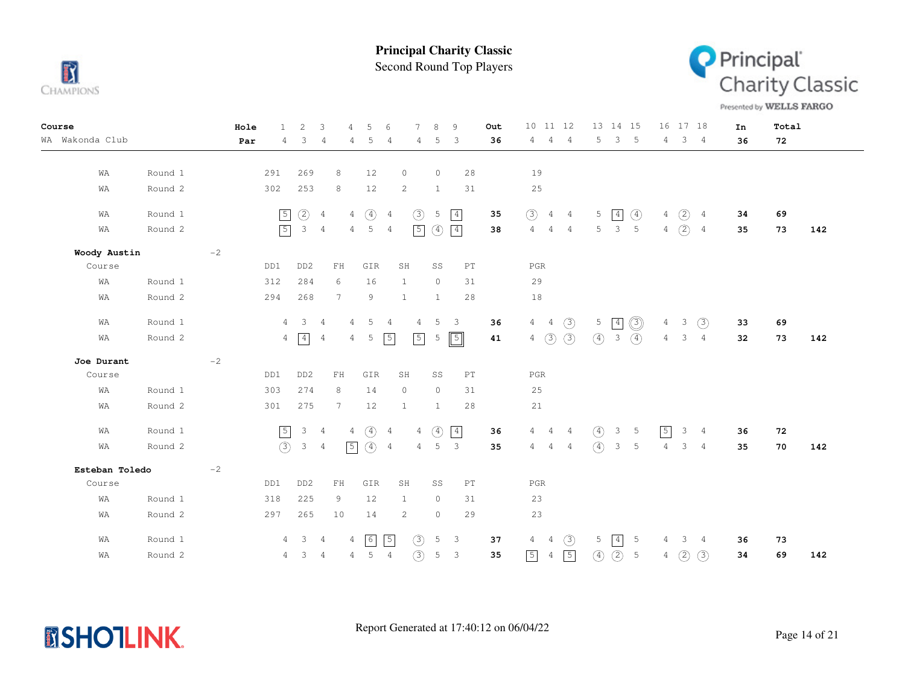**Principal Charity Classic**

Second Round Top Players

| Course | | Hole | 1 | 2 | 3 | 4 | 5 | 6 | 7 | 8 | 9 | Out | 10 | 11 | 12 | 13 | 14 | 15 | 16 | 17 | 18 | In | Total | |
|---|---|---|---|---|---|---|---|---|---|---|---|---|---|---|---|---|---|---|---|---|---|---|---|---|
| WA Wakonda Club | | Par | 4 | 3 | 4 | 4 | 5 | 4 | 4 | 5 | 3 | 36 | 4 | 4 | 4 | 5 | 3 | 5 | 4 | 3 | 4 | 36 | 72 | |

| | | DD1 | DD2 | FH | GIR | SH | SS | PT | PGR |
|---|---|---|---|---|---|---|---|---|---|
| WA | Round 1 | 291 | 269 | 8 | 12 | 0 | 0 | 28 | 19 |
| WA | Round 2 | 302 | 253 | 8 | 12 | 2 | 1 | 31 | 25 |

| | | 1 | 2 | 3 | 4 | 5 | 6 | 7 | 8 | 9 | Out | 10 | 11 | 12 | 13 | 14 | 15 | 16 | 17 | 18 | In | Total | |
|---|---|---|---|---|---|---|---|---|---|---|---|---|---|---|---|---|---|---|---|---|---|---|---|
| WA | Round 1 | 5 | 2 | 4 | 4 | 4 | 4 | 3 | 5 | 4 | 35 | 3 | 4 | 4 | 5 | 4 | 4 | 4 | 2 | 4 | 34 | 69 | |
| WA | Round 2 | 5 | 3 | 4 | 4 | 5 | 4 | 5 | 4 | 4 | 38 | 4 | 4 | 4 | 5 | 3 | 5 | 4 | 2 | 4 | 35 | 73 | 142 |

**Woody Austin** -2

| Course | | DD1 | DD2 | FH | GIR | SH | SS | PT | PGR |
|---|---|---|---|---|---|---|---|---|---|
| WA | Round 1 | 312 | 284 | 6 | 16 | 1 | 0 | 31 | 29 |
| WA | Round 2 | 294 | 268 | 7 | 9 | 1 | 1 | 28 | 18 |

| | | 1 | 2 | 3 | 4 | 5 | 6 | 7 | 8 | 9 | Out | 10 | 11 | 12 | 13 | 14 | 15 | 16 | 17 | 18 | In | Total | |
|---|---|---|---|---|---|---|---|---|---|---|---|---|---|---|---|---|---|---|---|---|---|---|---|
| WA | Round 1 | 4 | 3 | 4 | 4 | 5 | 4 | 4 | 5 | 3 | 36 | 4 | 4 | 3 | 5 | 4 | 3 | 4 | 3 | 3 | 33 | 69 | |
| WA | Round 2 | 4 | 4 | 4 | 4 | 5 | 5 | 5 | 5 | 5 | 41 | 4 | 3 | 3 | 4 | 3 | 4 | 4 | 3 | 4 | 32 | 73 | 142 |

**Joe Durant** -2

| Course | | DD1 | DD2 | FH | GIR | SH | SS | PT | PGR |
|---|---|---|---|---|---|---|---|---|---|
| WA | Round 1 | 303 | 274 | 8 | 14 | 0 | 0 | 31 | 25 |
| WA | Round 2 | 301 | 275 | 7 | 12 | 1 | 1 | 28 | 21 |

| | | 1 | 2 | 3 | 4 | 5 | 6 | 7 | 8 | 9 | Out | 10 | 11 | 12 | 13 | 14 | 15 | 16 | 17 | 18 | In | Total | |
|---|---|---|---|---|---|---|---|---|---|---|---|---|---|---|---|---|---|---|---|---|---|---|---|
| WA | Round 1 | 5 | 3 | 4 | 4 | 4 | 4 | 4 | 4 | 4 | 36 | 4 | 4 | 4 | 4 | 3 | 5 | 5 | 3 | 4 | 36 | 72 | |
| WA | Round 2 | 3 | 3 | 4 | 5 | 4 | 4 | 4 | 5 | 3 | 35 | 4 | 4 | 4 | 4 | 3 | 5 | 4 | 3 | 4 | 35 | 70 | 142 |

**Esteban Toledo** -2

| Course | | DD1 | DD2 | FH | GIR | SH | SS | PT | PGR |
|---|---|---|---|---|---|---|---|---|---|
| WA | Round 1 | 318 | 225 | 9 | 12 | 1 | 0 | 31 | 23 |
| WA | Round 2 | 297 | 265 | 10 | 14 | 2 | 0 | 29 | 23 |

| | | 1 | 2 | 3 | 4 | 5 | 6 | 7 | 8 | 9 | Out | 10 | 11 | 12 | 13 | 14 | 15 | 16 | 17 | 18 | In | Total | |
|---|---|---|---|---|---|---|---|---|---|---|---|---|---|---|---|---|---|---|---|---|---|---|---|
| WA | Round 1 | 4 | 3 | 4 | 4 | 6 | 5 | 3 | 5 | 3 | 37 | 4 | 4 | 3 | 5 | 4 | 5 | 4 | 3 | 4 | 36 | 73 | |
| WA | Round 2 | 4 | 3 | 4 | 4 | 5 | 4 | 3 | 5 | 3 | 35 | 5 | 4 | 5 | 4 | 2 | 5 | 4 | 2 | 3 | 34 | 69 | 142 |

Report Generated at 17:40:12 on 06/04/22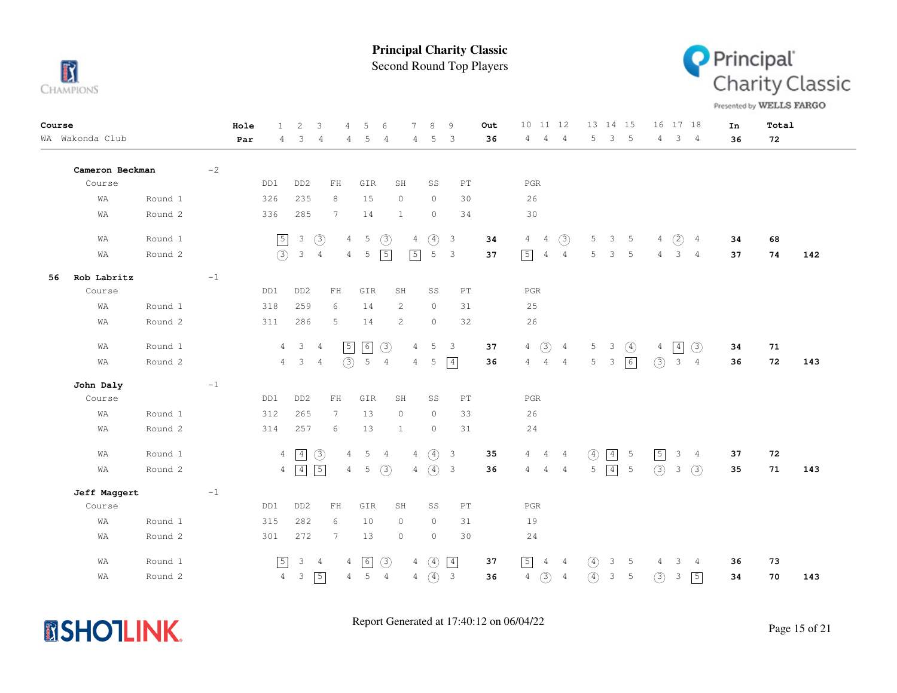# Principal Charity Classic

## Second Round Top Players

| Course | | Hole | 1 | 2 | 3 | 4 | 5 | 6 | 7 | 8 | 9 | Out | 10 | 11 | 12 | 13 | 14 | 15 | 16 | 17 | 18 | In | Total |
|---|---|---|---|---|---|---|---|---|---|---|---|---|---|---|---|---|---|---|---|---|---|---|---|
| WA Wakonda Club | | Par | 4 | 3 | 4 | 4 | 5 | 4 | 4 | 5 | 3 | 36 | 4 | 4 | 4 | 5 | 3 | 5 | 4 | 3 | 4 | 36 | 72 |

### Cameron Beckman -2

| Course | | DD1 | DD2 | FH | GIR | SH | SS | PT | PGR |
|---|---|---|---|---|---|---|---|---|---|
| WA | Round 1 | 326 | 235 | 8 | 15 | 0 | 0 | 30 | 26 |
| WA | Round 2 | 336 | 285 | 7 | 14 | 1 | 0 | 34 | 30 |

| Course | Round | 1 | 2 | 3 | 4 | 5 | 6 | 7 | 8 | 9 | Out | 10 | 11 | 12 | 13 | 14 | 15 | 16 | 17 | 18 | In | Round Total | Total |
|---|---|---|---|---|---|---|---|---|---|---|---|---|---|---|---|---|---|---|---|---|---|---|---|
| WA | Round 1 | 5 | 3 | 3 | 4 | 5 | 3 | 4 | 4 | 3 | 34 | 4 | 4 | 3 | 5 | 3 | 5 | 4 | 2 | 4 | 34 | 68 | |
| WA | Round 2 | 3 | 3 | 4 | 4 | 5 | 5 | 5 | 5 | 3 | 37 | 5 | 4 | 4 | 5 | 3 | 5 | 4 | 3 | 4 | 37 | 74 | 142 |

### 56 Rob Labritz -1

| Course | | DD1 | DD2 | FH | GIR | SH | SS | PT | PGR |
|---|---|---|---|---|---|---|---|---|---|
| WA | Round 1 | 318 | 259 | 6 | 14 | 2 | 0 | 31 | 25 |
| WA | Round 2 | 311 | 286 | 5 | 14 | 2 | 0 | 32 | 26 |

| Course | Round | 1 | 2 | 3 | 4 | 5 | 6 | 7 | 8 | 9 | Out | 10 | 11 | 12 | 13 | 14 | 15 | 16 | 17 | 18 | In | Round Total | Total |
|---|---|---|---|---|---|---|---|---|---|---|---|---|---|---|---|---|---|---|---|---|---|---|---|
| WA | Round 1 | 4 | 3 | 4 | 5 | 6 | 3 | 4 | 5 | 3 | 37 | 4 | 3 | 4 | 5 | 3 | 4 | 4 | 4 | 3 | 34 | 71 | |
| WA | Round 2 | 4 | 3 | 4 | 3 | 5 | 4 | 4 | 5 | 4 | 36 | 4 | 4 | 4 | 5 | 3 | 6 | 3 | 3 | 4 | 36 | 72 | 143 |

### John Daly -1

| Course | | DD1 | DD2 | FH | GIR | SH | SS | PT | PGR |
|---|---|---|---|---|---|---|---|---|---|
| WA | Round 1 | 312 | 265 | 7 | 13 | 0 | 0 | 33 | 26 |
| WA | Round 2 | 314 | 257 | 6 | 13 | 1 | 0 | 31 | 24 |

| Course | Round | 1 | 2 | 3 | 4 | 5 | 6 | 7 | 8 | 9 | Out | 10 | 11 | 12 | 13 | 14 | 15 | 16 | 17 | 18 | In | Round Total | Total |
|---|---|---|---|---|---|---|---|---|---|---|---|---|---|---|---|---|---|---|---|---|---|---|---|
| WA | Round 1 | 4 | 4 | 3 | 4 | 5 | 4 | 4 | 4 | 3 | 35 | 4 | 4 | 4 | 4 | 4 | 5 | 5 | 3 | 4 | 37 | 72 | |
| WA | Round 2 | 4 | 4 | 5 | 4 | 5 | 3 | 4 | 4 | 3 | 36 | 4 | 4 | 4 | 5 | 4 | 5 | 3 | 3 | 3 | 35 | 71 | 143 |

### Jeff Maggert -1

| Course | | DD1 | DD2 | FH | GIR | SH | SS | PT | PGR |
|---|---|---|---|---|---|---|---|---|---|
| WA | Round 1 | 315 | 282 | 6 | 10 | 0 | 0 | 31 | 19 |
| WA | Round 2 | 301 | 272 | 7 | 13 | 0 | 0 | 30 | 24 |

| Course | Round | 1 | 2 | 3 | 4 | 5 | 6 | 7 | 8 | 9 | Out | 10 | 11 | 12 | 13 | 14 | 15 | 16 | 17 | 18 | In | Round Total | Total |
|---|---|---|---|---|---|---|---|---|---|---|---|---|---|---|---|---|---|---|---|---|---|---|---|
| WA | Round 1 | 5 | 3 | 4 | 4 | 6 | 3 | 4 | 4 | 4 | 37 | 5 | 4 | 4 | 4 | 3 | 5 | 4 | 3 | 4 | 36 | 73 | |
| WA | Round 2 | 4 | 3 | 5 | 4 | 5 | 4 | 4 | 4 | 3 | 36 | 4 | 3 | 4 | 4 | 3 | 5 | 3 | 3 | 5 | 34 | 70 | 143 |

Report Generated at 17:40:12 on 06/04/22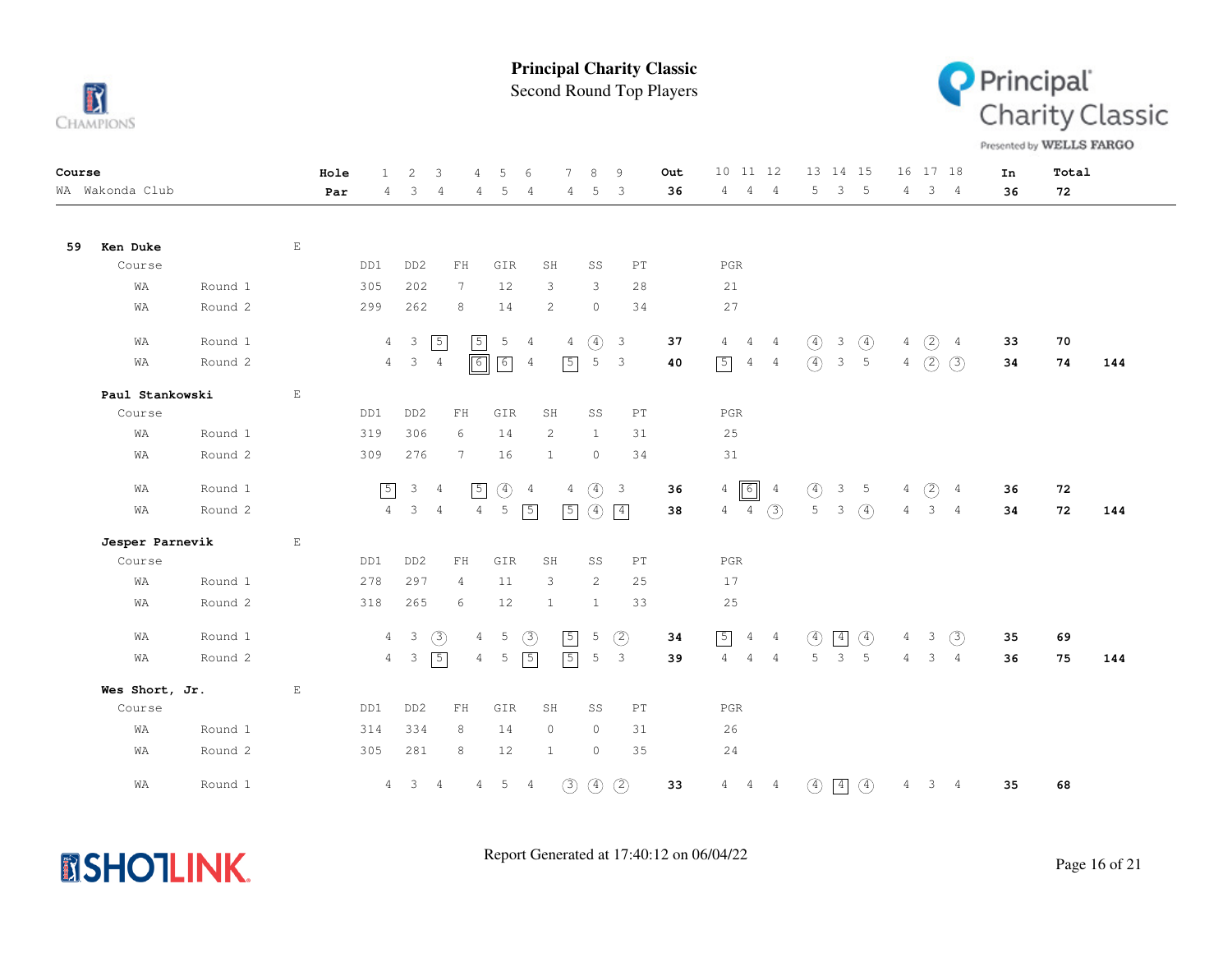# Principal Charity Classic

## Second Round Top Players

Presented by WELLS FARGO

| Course | Hole | 1 | 2 | 3 | 4 | 5 | 6 | 7 | 8 | 9 | Out | 10 | 11 | 12 | 13 | 14 | 15 | 16 | 17 | 18 | In | Total |
|---|---|---|---|---|---|---|---|---|---|---|---|---|---|---|---|---|---|---|---|---|---|---|
| WA Wakonda Club | Par | 4 | 3 | 4 | 4 | 5 | 4 | 4 | 5 | 3 | 36 | 4 | 4 | 4 | 5 | 3 | 5 | 4 | 3 | 4 | 36 | 72 |

### 59 Ken Duke — E

| Course | Round | DD1 | DD2 | FH | GIR | SH | SS | PT | PGR |
|---|---|---|---|---|---|---|---|---|---|
| WA | Round 1 | 305 | 202 | 7 | 12 | 3 | 3 | 28 | 21 |
| WA | Round 2 | 299 | 262 | 8 | 14 | 2 | 0 | 34 | 27 |

| Course | Round | 1 | 2 | 3 | 4 | 5 | 6 | 7 | 8 | 9 | Out | 10 | 11 | 12 | 13 | 14 | 15 | 16 | 17 | 18 | In | Total | |
|---|---|---|---|---|---|---|---|---|---|---|---|---|---|---|---|---|---|---|---|---|---|---|---|
| WA | Round 1 | 4 | 3 | 5 | 5 | 5 | 4 | 4 | 4 | 3 | 37 | 4 | 4 | 4 | 4 | 3 | 4 | 4 | 2 | 4 | 33 | 70 | |
| WA | Round 2 | 4 | 3 | 4 | 6 | 6 | 4 | 5 | 5 | 3 | 40 | 5 | 4 | 4 | 4 | 3 | 5 | 4 | 2 | 3 | 34 | 74 | 144 |

### Paul Stankowski — E

| Course | Round | DD1 | DD2 | FH | GIR | SH | SS | PT | PGR |
|---|---|---|---|---|---|---|---|---|---|
| WA | Round 1 | 319 | 306 | 6 | 14 | 2 | 1 | 31 | 25 |
| WA | Round 2 | 309 | 276 | 7 | 16 | 1 | 0 | 34 | 31 |

| Course | Round | 1 | 2 | 3 | 4 | 5 | 6 | 7 | 8 | 9 | Out | 10 | 11 | 12 | 13 | 14 | 15 | 16 | 17 | 18 | In | Total | |
|---|---|---|---|---|---|---|---|---|---|---|---|---|---|---|---|---|---|---|---|---|---|---|---|
| WA | Round 1 | 5 | 3 | 4 | 5 | 4 | 4 | 4 | 4 | 3 | 36 | 4 | 6 | 4 | 4 | 3 | 5 | 4 | 2 | 4 | 36 | 72 | |
| WA | Round 2 | 4 | 3 | 4 | 4 | 5 | 5 | 5 | 4 | 4 | 38 | 4 | 4 | 3 | 5 | 3 | 4 | 4 | 3 | 4 | 34 | 72 | 144 |

### Jesper Parnevik — E

| Course | Round | DD1 | DD2 | FH | GIR | SH | SS | PT | PGR |
|---|---|---|---|---|---|---|---|---|---|
| WA | Round 1 | 278 | 297 | 4 | 11 | 3 | 2 | 25 | 17 |
| WA | Round 2 | 318 | 265 | 6 | 12 | 1 | 1 | 33 | 25 |

| Course | Round | 1 | 2 | 3 | 4 | 5 | 6 | 7 | 8 | 9 | Out | 10 | 11 | 12 | 13 | 14 | 15 | 16 | 17 | 18 | In | Total | |
|---|---|---|---|---|---|---|---|---|---|---|---|---|---|---|---|---|---|---|---|---|---|---|---|
| WA | Round 1 | 4 | 3 | 3 | 4 | 5 | 3 | 5 | 5 | 2 | 34 | 5 | 4 | 4 | 4 | 4 | 4 | 4 | 3 | 3 | 35 | 69 | |
| WA | Round 2 | 4 | 3 | 5 | 4 | 5 | 5 | 5 | 5 | 3 | 39 | 4 | 4 | 4 | 5 | 3 | 5 | 4 | 3 | 4 | 36 | 75 | 144 |

### Wes Short, Jr. — E

| Course | Round | DD1 | DD2 | FH | GIR | SH | SS | PT | PGR |
|---|---|---|---|---|---|---|---|---|---|
| WA | Round 1 | 314 | 334 | 8 | 14 | 0 | 0 | 31 | 26 |
| WA | Round 2 | 305 | 281 | 8 | 12 | 1 | 0 | 35 | 24 |

| Course | Round | 1 | 2 | 3 | 4 | 5 | 6 | 7 | 8 | 9 | Out | 10 | 11 | 12 | 13 | 14 | 15 | 16 | 17 | 18 | In | Total |
|---|---|---|---|---|---|---|---|---|---|---|---|---|---|---|---|---|---|---|---|---|---|---|
| WA | Round 1 | 4 | 3 | 4 | 4 | 5 | 4 | 3 | 4 | 2 | 33 | 4 | 4 | 4 | 4 | 4 | 4 | 4 | 3 | 4 | 35 | 68 |

Report Generated at 17:40:12 on 06/04/22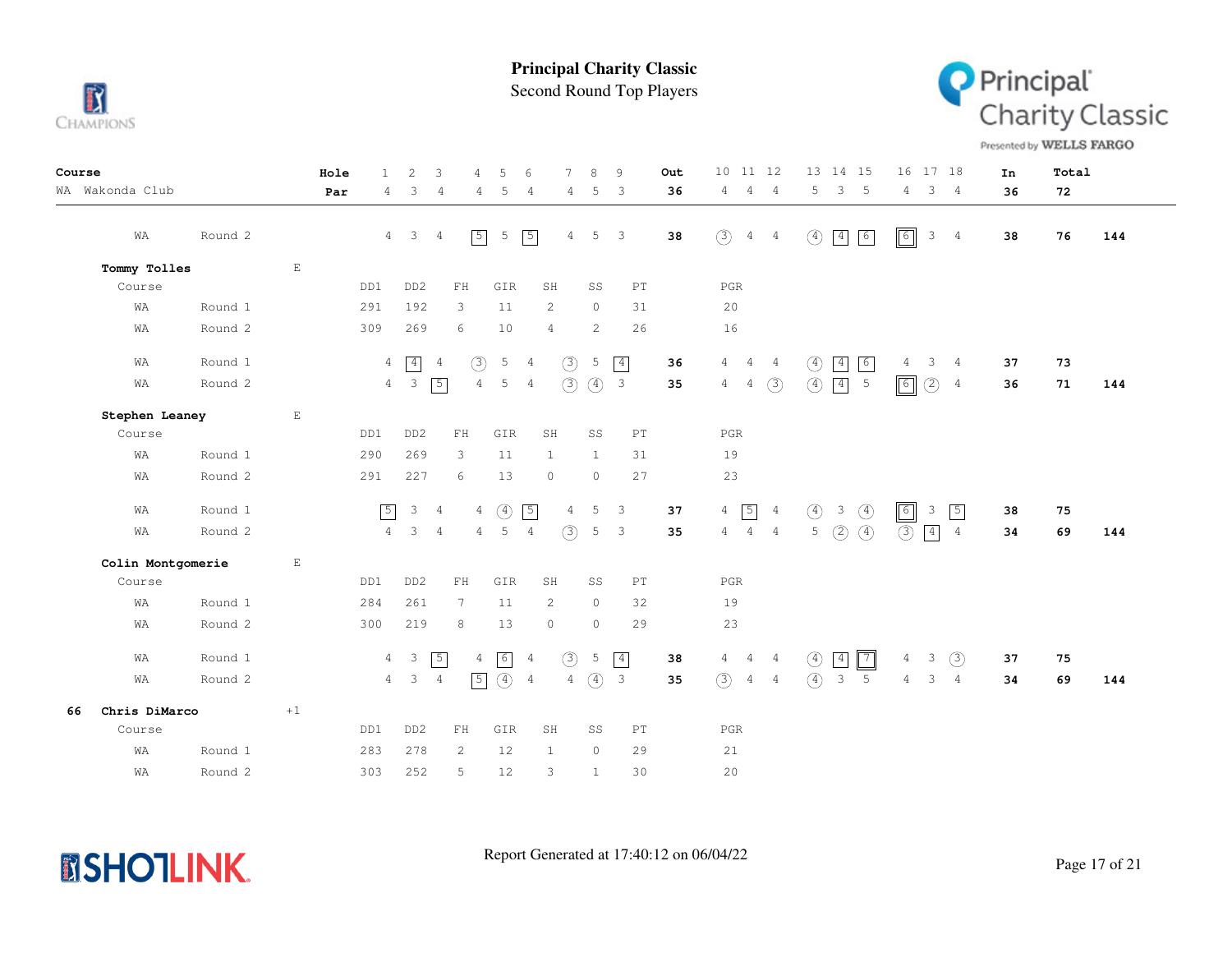# Principal Charity Classic

## Second Round Top Players

| Course | | Hole | 1 | 2 | 3 | 4 | 5 | 6 | 7 | 8 | 9 | Out | 10 | 11 | 12 | 13 | 14 | 15 | 16 | 17 | 18 | In | Total | |
|---|---|---|---|---|---|---|---|---|---|---|---|---|---|---|---|---|---|---|---|---|---|---|---|---|
| WA Wakonda Club | | Par | 4 | 3 | 4 | 4 | 5 | 4 | 4 | 5 | 3 | 36 | 4 | 4 | 4 | 5 | 3 | 5 | 4 | 3 | 4 | 36 | 72 | |
| WA | Round 2 | | 4 | 3 | 4 | 5 | 5 | 5 | 4 | 5 | 3 | **38** | 3 | 4 | 4 | 4 | 4 | 6 | 6 | 3 | 4 | **38** | **76** | **144** |

**Tommy Tolles** E

| Course | | DD1 | DD2 | FH | GIR | SH | SS | PT | PGR |
|---|---|---|---|---|---|---|---|---|---|
| WA | Round 1 | 291 | 192 | 3 | 11 | 2 | 0 | 31 | 20 |
| WA | Round 2 | 309 | 269 | 6 | 10 | 4 | 2 | 26 | 16 |

| | | 1 | 2 | 3 | 4 | 5 | 6 | 7 | 8 | 9 | Out | 10 | 11 | 12 | 13 | 14 | 15 | 16 | 17 | 18 | In | Total | |
|---|---|---|---|---|---|---|---|---|---|---|---|---|---|---|---|---|---|---|---|---|---|---|---|
| WA | Round 1 | 4 | 4 | 4 | 3 | 5 | 4 | 3 | 5 | 4 | **36** | 4 | 4 | 4 | 4 | 4 | 6 | 4 | 3 | 4 | **37** | **73** | |
| WA | Round 2 | 4 | 3 | 5 | 4 | 5 | 4 | 3 | 4 | 3 | **35** | 4 | 4 | 3 | 4 | 4 | 5 | 6 | 2 | 4 | **36** | **71** | **144** |

**Stephen Leaney** E

| Course | | DD1 | DD2 | FH | GIR | SH | SS | PT | PGR |
|---|---|---|---|---|---|---|---|---|---|
| WA | Round 1 | 290 | 269 | 3 | 11 | 1 | 1 | 31 | 19 |
| WA | Round 2 | 291 | 227 | 6 | 13 | 0 | 0 | 27 | 23 |

| | | 1 | 2 | 3 | 4 | 5 | 6 | 7 | 8 | 9 | Out | 10 | 11 | 12 | 13 | 14 | 15 | 16 | 17 | 18 | In | Total | |
|---|---|---|---|---|---|---|---|---|---|---|---|---|---|---|---|---|---|---|---|---|---|---|---|
| WA | Round 1 | 5 | 3 | 4 | 4 | 4 | 5 | 4 | 5 | 3 | **37** | 4 | 5 | 4 | 4 | 3 | 4 | 6 | 3 | 5 | **38** | **75** | |
| WA | Round 2 | 4 | 3 | 4 | 4 | 5 | 4 | 3 | 5 | 3 | **35** | 4 | 4 | 4 | 5 | 2 | 4 | 3 | 4 | 4 | **34** | **69** | **144** |

**Colin Montgomerie** E

| Course | | DD1 | DD2 | FH | GIR | SH | SS | PT | PGR |
|---|---|---|---|---|---|---|---|---|---|
| WA | Round 1 | 284 | 261 | 7 | 11 | 2 | 0 | 32 | 19 |
| WA | Round 2 | 300 | 219 | 8 | 13 | 0 | 0 | 29 | 23 |

| | | 1 | 2 | 3 | 4 | 5 | 6 | 7 | 8 | 9 | Out | 10 | 11 | 12 | 13 | 14 | 15 | 16 | 17 | 18 | In | Total | |
|---|---|---|---|---|---|---|---|---|---|---|---|---|---|---|---|---|---|---|---|---|---|---|---|
| WA | Round 1 | 4 | 3 | 5 | 4 | 6 | 4 | 3 | 5 | 4 | **38** | 4 | 4 | 4 | 4 | 4 | 7 | 4 | 3 | 3 | **37** | **75** | |
| WA | Round 2 | 4 | 3 | 4 | 5 | 4 | 4 | 4 | 4 | 3 | **35** | 3 | 4 | 4 | 4 | 3 | 5 | 4 | 3 | 4 | **34** | **69** | **144** |

**66 Chris DiMarco** +1

| Course | | DD1 | DD2 | FH | GIR | SH | SS | PT | PGR |
|---|---|---|---|---|---|---|---|---|---|
| WA | Round 1 | 283 | 278 | 2 | 12 | 1 | 0 | 29 | 21 |
| WA | Round 2 | 303 | 252 | 5 | 12 | 3 | 1 | 30 | 20 |

Report Generated at 17:40:12 on 06/04/22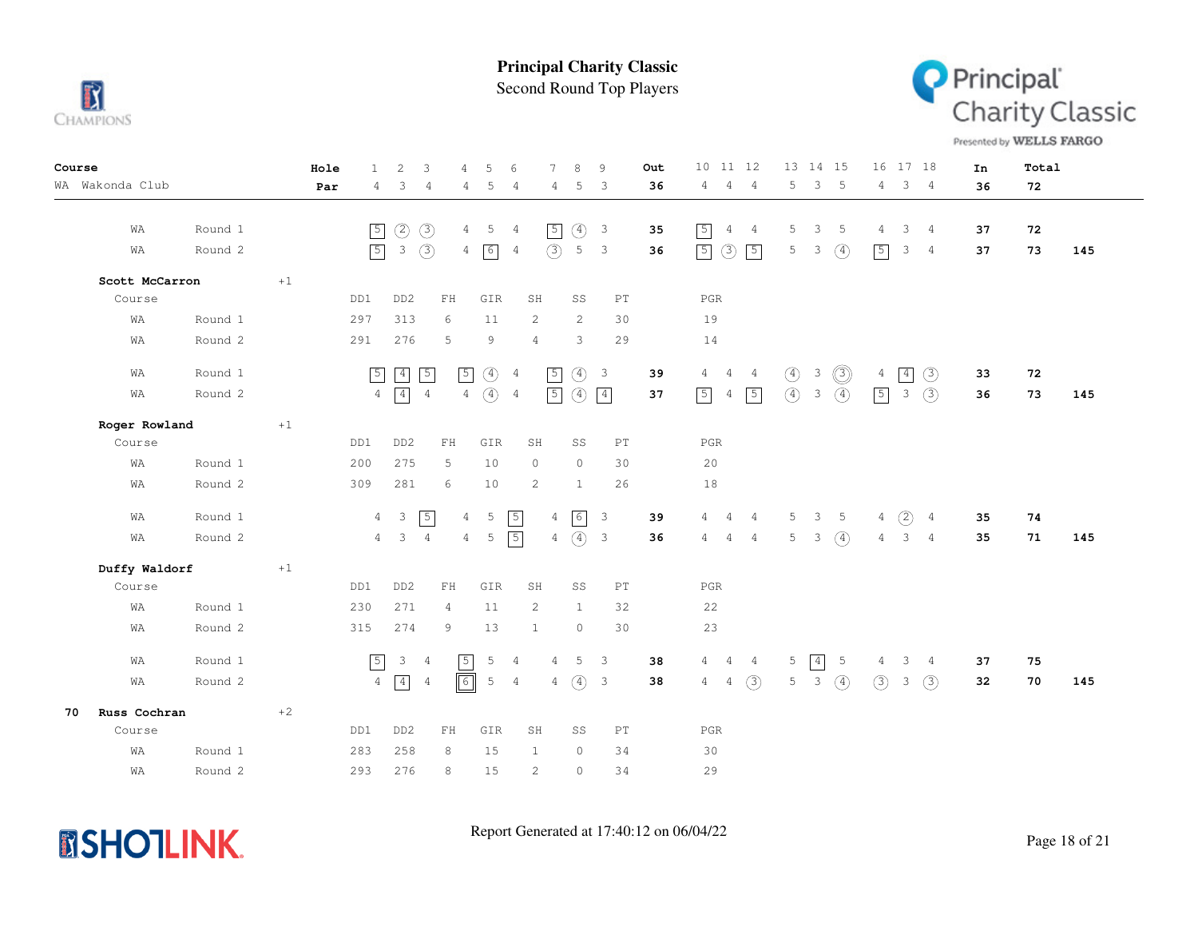# Principal Charity Classic

## Second Round Top Players

| Course | Hole | 1 | 2 | 3 | 4 | 5 | 6 | 7 | 8 | 9 | Out | 10 | 11 | 12 | 13 | 14 | 15 | 16 | 17 | 18 | In | Total | |
|---|---|---|---|---|---|---|---|---|---|---|---|---|---|---|---|---|---|---|---|---|---|---|---|
| WA Wakonda Club | Par | 4 | 3 | 4 | 4 | 5 | 4 | 4 | 5 | 3 | 36 | 4 | 4 | 4 | 5 | 3 | 5 | 4 | 3 | 4 | 36 | 72 | |
| WA | Round 1 | 5 | 2 | 3 | 4 | 5 | 4 | 5 | 4 | 3 | 35 | 5 | 4 | 4 | 5 | 3 | 5 | 4 | 3 | 4 | 37 | 72 | |
| WA | Round 2 | 5 | 3 | 3 | 4 | 6 | 4 | 3 | 5 | 3 | 36 | 5 | 3 | 5 | 5 | 3 | 4 | 5 | 3 | 4 | 37 | 73 | 145 |

**Scott McCarron** +1

| Course | | DD1 | DD2 | FH | GIR | SH | SS | PT | PGR |
|---|---|---|---|---|---|---|---|---|---|
| WA | Round 1 | 297 | 313 | 6 | 11 | 2 | 2 | 30 | 19 |
| WA | Round 2 | 291 | 276 | 5 | 9 | 4 | 3 | 29 | 14 |

| Course | Hole | 1 | 2 | 3 | 4 | 5 | 6 | 7 | 8 | 9 | Out | 10 | 11 | 12 | 13 | 14 | 15 | 16 | 17 | 18 | In | Total | |
|---|---|---|---|---|---|---|---|---|---|---|---|---|---|---|---|---|---|---|---|---|---|---|---|
| WA | Round 1 | 5 | 4 | 5 | 5 | 4 | 4 | 5 | 4 | 3 | 39 | 4 | 4 | 4 | 4 | 3 | 3 | 4 | 4 | 3 | 33 | 72 | |
| WA | Round 2 | 4 | 4 | 4 | 4 | 4 | 4 | 5 | 4 | 4 | 37 | 5 | 4 | 5 | 4 | 3 | 4 | 5 | 3 | 3 | 36 | 73 | 145 |

**Roger Rowland** +1

| Course | | DD1 | DD2 | FH | GIR | SH | SS | PT | PGR |
|---|---|---|---|---|---|---|---|---|---|
| WA | Round 1 | 200 | 275 | 5 | 10 | 0 | 0 | 30 | 20 |
| WA | Round 2 | 309 | 281 | 6 | 10 | 2 | 1 | 26 | 18 |

| Course | Hole | 1 | 2 | 3 | 4 | 5 | 6 | 7 | 8 | 9 | Out | 10 | 11 | 12 | 13 | 14 | 15 | 16 | 17 | 18 | In | Total | |
|---|---|---|---|---|---|---|---|---|---|---|---|---|---|---|---|---|---|---|---|---|---|---|---|
| WA | Round 1 | 4 | 3 | 5 | 4 | 5 | 5 | 4 | 6 | 3 | 39 | 4 | 4 | 4 | 5 | 3 | 5 | 4 | 2 | 4 | 35 | 74 | |
| WA | Round 2 | 4 | 3 | 4 | 4 | 5 | 5 | 4 | 4 | 3 | 36 | 4 | 4 | 4 | 5 | 3 | 4 | 4 | 3 | 4 | 35 | 71 | 145 |

**Duffy Waldorf** +1

| Course | | DD1 | DD2 | FH | GIR | SH | SS | PT | PGR |
|---|---|---|---|---|---|---|---|---|---|
| WA | Round 1 | 230 | 271 | 4 | 11 | 2 | 1 | 32 | 22 |
| WA | Round 2 | 315 | 274 | 9 | 13 | 1 | 0 | 30 | 23 |

| Course | Hole | 1 | 2 | 3 | 4 | 5 | 6 | 7 | 8 | 9 | Out | 10 | 11 | 12 | 13 | 14 | 15 | 16 | 17 | 18 | In | Total | |
|---|---|---|---|---|---|---|---|---|---|---|---|---|---|---|---|---|---|---|---|---|---|---|---|
| WA | Round 1 | 5 | 3 | 4 | 5 | 5 | 4 | 4 | 5 | 3 | 38 | 4 | 4 | 4 | 5 | 4 | 5 | 4 | 3 | 4 | 37 | 75 | |
| WA | Round 2 | 4 | 4 | 4 | 6 | 5 | 4 | 4 | 4 | 3 | 38 | 4 | 4 | 3 | 5 | 3 | 4 | 3 | 3 | 3 | 32 | 70 | 145 |

**70 Russ Cochran** +2

| Course | | DD1 | DD2 | FH | GIR | SH | SS | PT | PGR |
|---|---|---|---|---|---|---|---|---|---|
| WA | Round 1 | 283 | 258 | 8 | 15 | 1 | 0 | 34 | 30 |
| WA | Round 2 | 293 | 276 | 8 | 15 | 2 | 0 | 34 | 29 |

Report Generated at 17:40:12 on 06/04/22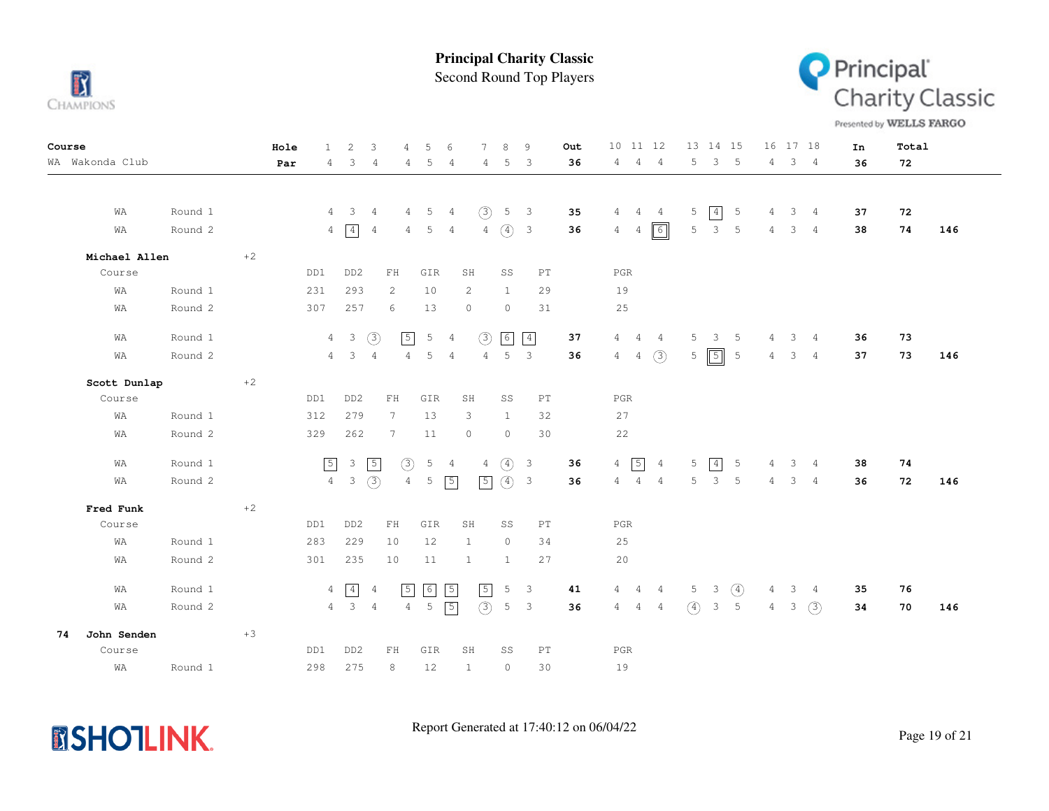# Principal Charity Classic

## Second Round Top Players

| Course | | Hole | 1 | 2 | 3 | 4 | 5 | 6 | 7 | 8 | 9 | Out | 10 | 11 | 12 | 13 | 14 | 15 | 16 | 17 | 18 | In | Total | |
|---|---|---|---|---|---|---|---|---|---|---|---|---|---|---|---|---|---|---|---|---|---|---|---|---|
| WA Wakonda Club | | Par | 4 | 3 | 4 | 4 | 5 | 4 | 4 | 5 | 3 | 36 | 4 | 4 | 4 | 5 | 3 | 5 | 4 | 3 | 4 | 36 | 72 | |
| WA | Round 1 | | 4 | 3 | 4 | 4 | 5 | 4 | 3 | 5 | 3 | 35 | 4 | 4 | 4 | 5 | 4 | 5 | 4 | 3 | 4 | 37 | 72 | |
| WA | Round 2 | | 4 | 4 | 4 | 4 | 5 | 4 | 4 | 4 | 3 | 36 | 4 | 4 | 6 | 5 | 3 | 5 | 4 | 3 | 4 | 38 | 74 | 146 |

**Michael Allen** +2

| Course | | DD1 | DD2 | FH | GIR | SH | SS | PT | PGR |
|---|---|---|---|---|---|---|---|---|---|
| WA | Round 1 | 231 | 293 | 2 | 10 | 2 | 1 | 29 | 19 |
| WA | Round 2 | 307 | 257 | 6 | 13 | 0 | 0 | 31 | 25 |

| Course | | 1 | 2 | 3 | 4 | 5 | 6 | 7 | 8 | 9 | Out | 10 | 11 | 12 | 13 | 14 | 15 | 16 | 17 | 18 | In | Total | |
|---|---|---|---|---|---|---|---|---|---|---|---|---|---|---|---|---|---|---|---|---|---|---|---|
| WA | Round 1 | 4 | 3 | 3 | 5 | 5 | 4 | 3 | 6 | 4 | 37 | 4 | 4 | 4 | 5 | 3 | 5 | 4 | 3 | 4 | 36 | 73 | |
| WA | Round 2 | 4 | 3 | 4 | 4 | 5 | 4 | 4 | 5 | 3 | 36 | 4 | 4 | 3 | 5 | 5 | 5 | 4 | 3 | 4 | 37 | 73 | 146 |

**Scott Dunlap** +2

| Course | | DD1 | DD2 | FH | GIR | SH | SS | PT | PGR |
|---|---|---|---|---|---|---|---|---|---|
| WA | Round 1 | 312 | 279 | 7 | 13 | 3 | 1 | 32 | 27 |
| WA | Round 2 | 329 | 262 | 7 | 11 | 0 | 0 | 30 | 22 |

| Course | | 1 | 2 | 3 | 4 | 5 | 6 | 7 | 8 | 9 | Out | 10 | 11 | 12 | 13 | 14 | 15 | 16 | 17 | 18 | In | Total | |
|---|---|---|---|---|---|---|---|---|---|---|---|---|---|---|---|---|---|---|---|---|---|---|---|
| WA | Round 1 | 5 | 3 | 5 | 3 | 5 | 4 | 4 | 4 | 3 | 36 | 4 | 5 | 4 | 5 | 4 | 5 | 4 | 3 | 4 | 38 | 74 | |
| WA | Round 2 | 4 | 3 | 3 | 4 | 5 | 5 | 5 | 4 | 3 | 36 | 4 | 4 | 4 | 5 | 3 | 5 | 4 | 3 | 4 | 36 | 72 | 146 |

**Fred Funk** +2

| Course | | DD1 | DD2 | FH | GIR | SH | SS | PT | PGR |
|---|---|---|---|---|---|---|---|---|---|
| WA | Round 1 | 283 | 229 | 10 | 12 | 1 | 0 | 34 | 25 |
| WA | Round 2 | 301 | 235 | 10 | 11 | 1 | 1 | 27 | 20 |

| Course | | 1 | 2 | 3 | 4 | 5 | 6 | 7 | 8 | 9 | Out | 10 | 11 | 12 | 13 | 14 | 15 | 16 | 17 | 18 | In | Total | |
|---|---|---|---|---|---|---|---|---|---|---|---|---|---|---|---|---|---|---|---|---|---|---|---|
| WA | Round 1 | 4 | 4 | 4 | 5 | 6 | 5 | 5 | 5 | 3 | 41 | 4 | 4 | 4 | 5 | 3 | 4 | 4 | 3 | 4 | 35 | 76 | |
| WA | Round 2 | 4 | 3 | 4 | 4 | 5 | 5 | 3 | 5 | 3 | 36 | 4 | 4 | 4 | 4 | 3 | 5 | 4 | 3 | 3 | 34 | 70 | 146 |

74 **John Senden** +3

| Course | | DD1 | DD2 | FH | GIR | SH | SS | PT | PGR |
|---|---|---|---|---|---|---|---|---|---|
| WA | Round 1 | 298 | 275 | 8 | 12 | 1 | 0 | 30 | 19 |

Report Generated at 17:40:12 on 06/04/22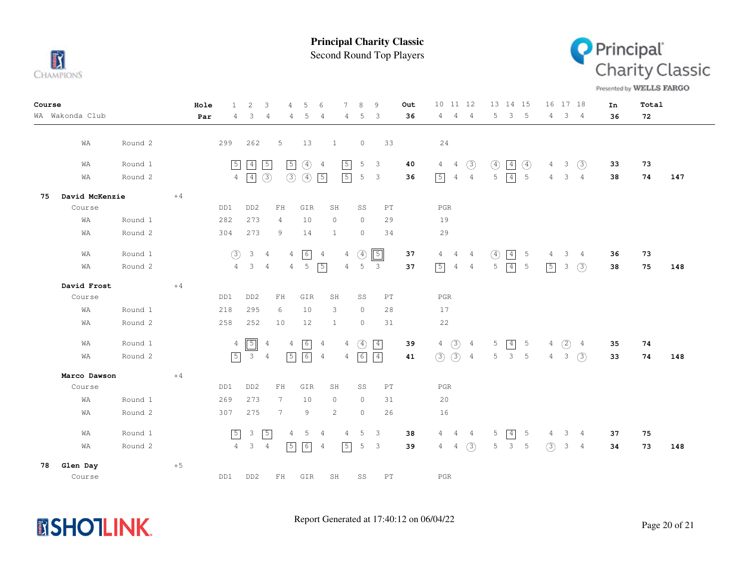# Principal Charity Classic

## Second Round Top Players

| Course | | | Hole | 1 | 2 | 3 | 4 | 5 | 6 | 7 | 8 | 9 | Out | 10 | 11 | 12 | 13 | 14 | 15 | 16 | 17 | 18 | In | Total | |
|---|---|---|---|---|---|---|---|---|---|---|---|---|---|---|---|---|---|---|---|---|---|---|---|---|---|
| WA Wakonda Club | | | Par | 4 | 3 | 4 | 4 | 5 | 4 | 4 | 5 | 3 | 36 | 4 | 4 | 4 | 5 | 3 | 5 | 4 | 3 | 4 | 36 | 72 | |

| | | | DD1 | DD2 | FH | GIR | SH | SS | PT | PGR |
|---|---|---|---|---|---|---|---|---|---|---|
| | WA | Round 2 | 299 | 262 | 5 | 13 | 1 | 0 | 33 | 24 |

| | Round | 1 | 2 | 3 | 4 | 5 | 6 | 7 | 8 | 9 | Out | 10 | 11 | 12 | 13 | 14 | 15 | 16 | 17 | 18 | In | Total | |
|---|---|---|---|---|---|---|---|---|---|---|---|---|---|---|---|---|---|---|---|---|---|---|---|
| WA | Round 1 | 5 | 4 | 5 | 5 | 4 | 4 | 5 | 5 | 3 | 40 | 4 | 4 | 3 | 4 | 4 | 4 | 4 | 3 | 3 | 33 | 73 | |
| WA | Round 2 | 4 | 4 | 3 | 3 | 4 | 5 | 5 | 5 | 3 | 36 | 5 | 4 | 4 | 5 | 4 | 5 | 4 | 3 | 4 | 38 | 74 | 147 |

### 75 David McKenzie +4

| Course | | DD1 | DD2 | FH | GIR | SH | SS | PT | PGR |
|---|---|---|---|---|---|---|---|---|---|
| WA | Round 1 | 282 | 273 | 4 | 10 | 0 | 0 | 29 | 19 |
| WA | Round 2 | 304 | 273 | 9 | 14 | 1 | 0 | 34 | 29 |

| | Round | 1 | 2 | 3 | 4 | 5 | 6 | 7 | 8 | 9 | Out | 10 | 11 | 12 | 13 | 14 | 15 | 16 | 17 | 18 | In | Total | |
|---|---|---|---|---|---|---|---|---|---|---|---|---|---|---|---|---|---|---|---|---|---|---|---|
| WA | Round 1 | 3 | 3 | 4 | 4 | 6 | 4 | 4 | 4 | 5 | 37 | 4 | 4 | 4 | 4 | 4 | 5 | 4 | 3 | 4 | 36 | 73 | |
| WA | Round 2 | 4 | 3 | 4 | 4 | 5 | 5 | 4 | 5 | 3 | 37 | 5 | 4 | 4 | 5 | 4 | 5 | 5 | 3 | 3 | 38 | 75 | 148 |

### David Frost +4

| Course | | DD1 | DD2 | FH | GIR | SH | SS | PT | PGR |
|---|---|---|---|---|---|---|---|---|---|
| WA | Round 1 | 218 | 295 | 6 | 10 | 3 | 0 | 28 | 17 |
| WA | Round 2 | 258 | 252 | 10 | 12 | 1 | 0 | 31 | 22 |

| | Round | 1 | 2 | 3 | 4 | 5 | 6 | 7 | 8 | 9 | Out | 10 | 11 | 12 | 13 | 14 | 15 | 16 | 17 | 18 | In | Total | |
|---|---|---|---|---|---|---|---|---|---|---|---|---|---|---|---|---|---|---|---|---|---|---|---|
| WA | Round 1 | 4 | 5 | 4 | 4 | 6 | 4 | 4 | 4 | 4 | 39 | 4 | 3 | 4 | 5 | 4 | 5 | 4 | 2 | 4 | 35 | 74 | |
| WA | Round 2 | 5 | 3 | 4 | 5 | 6 | 4 | 4 | 6 | 4 | 41 | 3 | 3 | 4 | 5 | 3 | 5 | 4 | 3 | 3 | 33 | 74 | 148 |

### Marco Dawson +4

| Course | | DD1 | DD2 | FH | GIR | SH | SS | PT | PGR |
|---|---|---|---|---|---|---|---|---|---|
| WA | Round 1 | 269 | 273 | 7 | 10 | 0 | 0 | 31 | 20 |
| WA | Round 2 | 307 | 275 | 7 | 9 | 2 | 0 | 26 | 16 |

| | Round | 1 | 2 | 3 | 4 | 5 | 6 | 7 | 8 | 9 | Out | 10 | 11 | 12 | 13 | 14 | 15 | 16 | 17 | 18 | In | Total | |
|---|---|---|---|---|---|---|---|---|---|---|---|---|---|---|---|---|---|---|---|---|---|---|---|
| WA | Round 1 | 5 | 3 | 5 | 4 | 5 | 4 | 4 | 5 | 3 | 38 | 4 | 4 | 4 | 5 | 4 | 5 | 4 | 3 | 4 | 37 | 75 | |
| WA | Round 2 | 4 | 3 | 4 | 5 | 6 | 4 | 5 | 5 | 3 | 39 | 4 | 4 | 3 | 5 | 3 | 5 | 3 | 3 | 4 | 34 | 73 | 148 |

### 78 Glen Day +5

| Course | DD1 | DD2 | FH | GIR | SH | SS | PT | PGR |
|---|---|---|---|---|---|---|---|---|

Report Generated at 17:40:12 on 06/04/22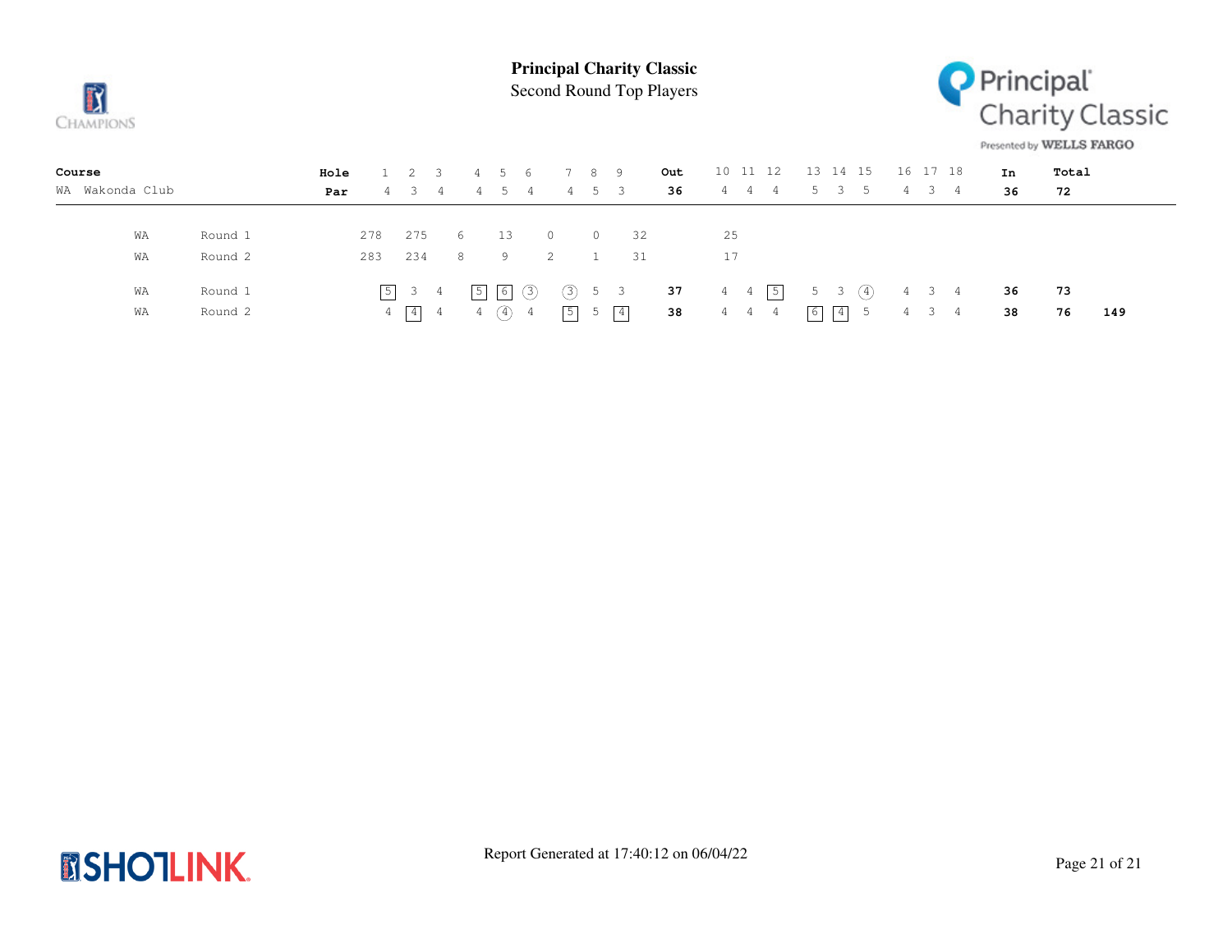# Principal Charity Classic

Second Round Top Players

| Course | | Hole | 1 | 2 | 3 | 4 | 5 | 6 | 7 | 8 | 9 | Out | 10 | 11 | 12 | 13 | 14 | 15 | 16 | 17 | 18 | In | Total | |
|---|---|---|---|---|---|---|---|---|---|---|---|---|---|---|---|---|---|---|---|---|---|---|---|---|
| WA Wakonda Club | | Par | 4 | 3 | 4 | 4 | 5 | 4 | 4 | 5 | 3 | 36 | 4 | 4 | 4 | 5 | 3 | 5 | 4 | 3 | 4 | 36 | 72 | |
| WA | Round 1 | | 278 | 275 | 6 | | 13 | 0 | | 0 | 32 | | 25 | | | | | | | | | | | |
| WA | Round 2 | | 283 | 234 | 8 | | 9 | 2 | | 1 | 31 | | 17 | | | | | | | | | | | |
| WA | Round 1 | | 5 | 3 | 4 | 5 | 6 | 3 | 3 | 5 | 3 | 37 | 4 | 4 | 5 | 5 | 3 | 4 | 4 | 3 | 4 | 36 | 73 | |
| WA | Round 2 | | 4 | 4 | 4 | 4 | 4 | 4 | 5 | 5 | 4 | 38 | 4 | 4 | 4 | 6 | 4 | 5 | 4 | 3 | 4 | 38 | 76 | 149 |

Report Generated at 17:40:12 on 06/04/22